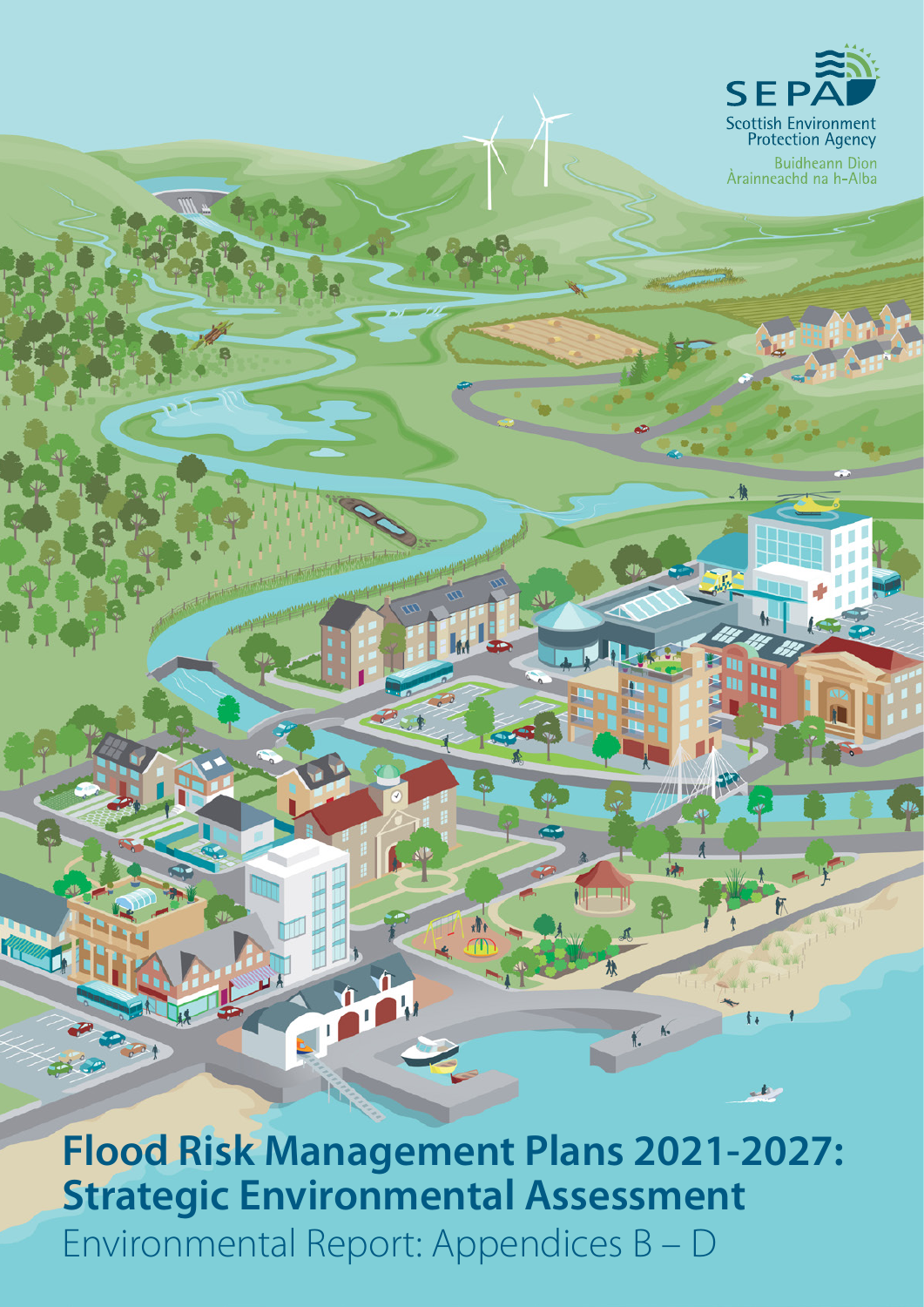SEPA

Scottish Environment Protection Agency

Buidheann Dìon Àrainneachd na h-Alba

# Flood Risk Management Plans 2021-2027: Strategic Environmental Assessment

Environmental Report: Appendices B – D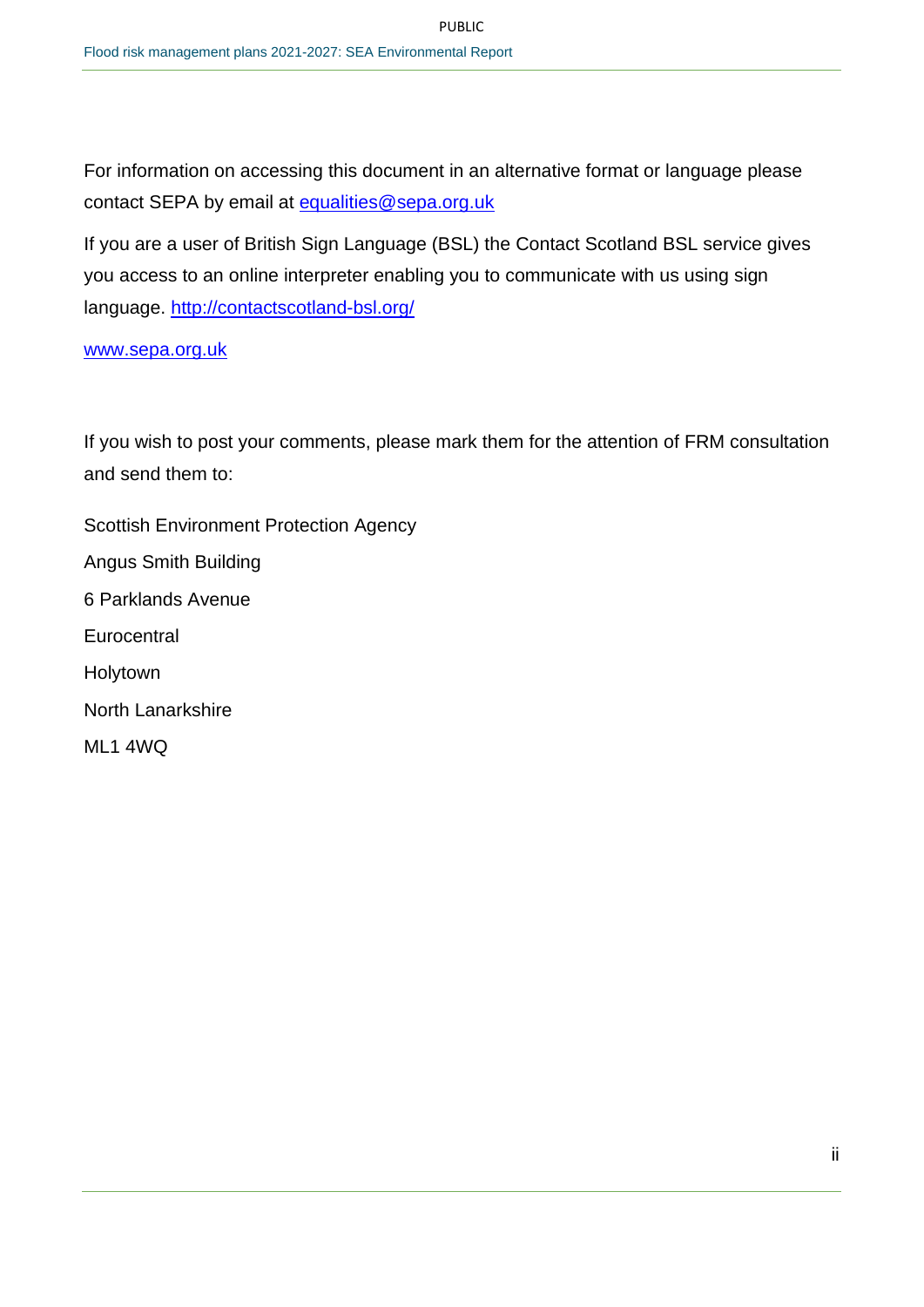For information on accessing this document in an alternative format or language please contact SEPA by email at equalities@sepa.org.uk

If you are a user of British Sign Language (BSL) the Contact Scotland BSL service gives you access to an online interpreter enabling you to communicate with us using sign language. http://contactscotland-bsl.org/

www.sepa.org.uk

If you wish to post your comments, please mark them for the attention of FRM consultation and send them to:

Scottish Environment Protection Agency

Angus Smith Building

6 Parklands Avenue

Eurocentral

Holytown

North Lanarkshire

ML1 4WQ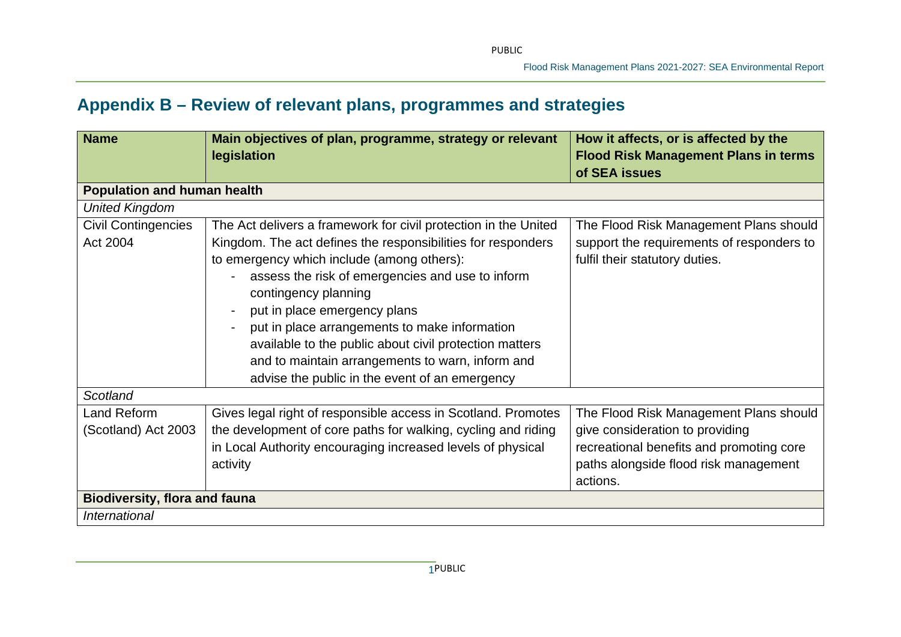## Appendix B – Review of relevant plans, programmes and strategies

| Name | Main objectives of plan, programme, strategy or relevant legislation | How it affects, or is affected by the Flood Risk Management Plans in terms of SEA issues |
|---|---|---|
| **Population and human health** | | |
| *United Kingdom* | | |
| Civil Contingencies Act 2004 | The Act delivers a framework for civil protection in the United Kingdom. The act defines the responsibilities for responders to emergency which include (among others):<br>- assess the risk of emergencies and use to inform contingency planning<br>- put in place emergency plans<br>- put in place arrangements to make information available to the public about civil protection matters and to maintain arrangements to warn, inform and advise the public in the event of an emergency | The Flood Risk Management Plans should support the requirements of responders to fulfil their statutory duties. |
| *Scotland* | | |
| Land Reform (Scotland) Act 2003 | Gives legal right of responsible access in Scotland. Promotes the development of core paths for walking, cycling and riding in Local Authority encouraging increased levels of physical activity | The Flood Risk Management Plans should give consideration to providing recreational benefits and promoting core paths alongside flood risk management actions. |
| **Biodiversity, flora and fauna** | | |
| *International* | | |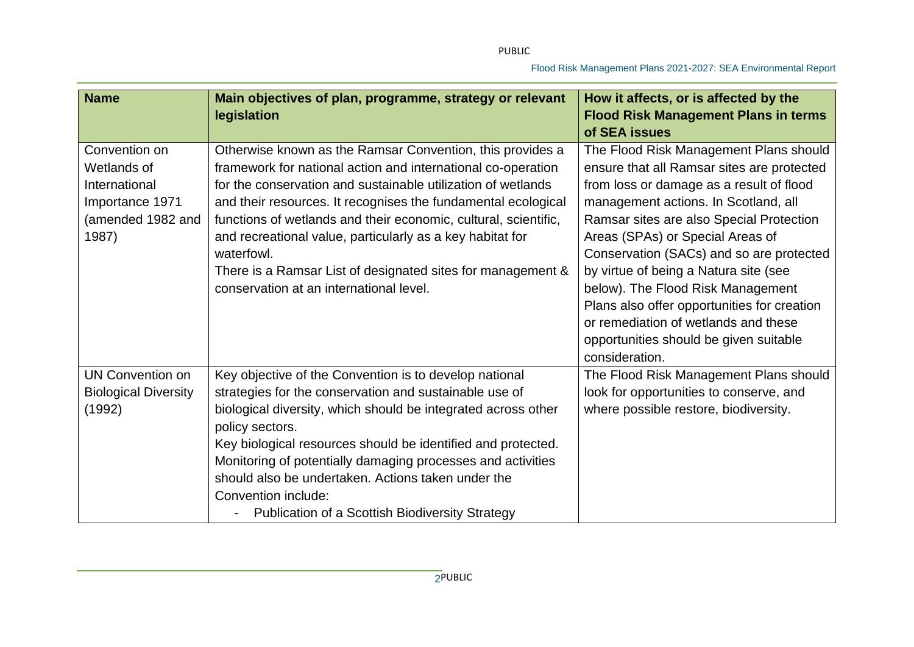| Name | Main objectives of plan, programme, strategy or relevant legislation | How it affects, or is affected by the Flood Risk Management Plans in terms of SEA issues |
|---|---|---|
| Convention on Wetlands of International Importance 1971 (amended 1982 and 1987) | Otherwise known as the Ramsar Convention, this provides a framework for national action and international co-operation for the conservation and sustainable utilization of wetlands and their resources. It recognises the fundamental ecological functions of wetlands and their economic, cultural, scientific, and recreational value, particularly as a key habitat for waterfowl.<br>There is a Ramsar List of designated sites for management & conservation at an international level. | The Flood Risk Management Plans should ensure that all Ramsar sites are protected from loss or damage as a result of flood management actions. In Scotland, all Ramsar sites are also Special Protection Areas (SPAs) or Special Areas of Conservation (SACs) and so are protected by virtue of being a Natura site (see below). The Flood Risk Management Plans also offer opportunities for creation or remediation of wetlands and these opportunities should be given suitable consideration. |
| UN Convention on Biological Diversity (1992) | Key objective of the Convention is to develop national strategies for the conservation and sustainable use of biological diversity, which should be integrated across other policy sectors.<br>Key biological resources should be identified and protected. Monitoring of potentially damaging processes and activities should also be undertaken. Actions taken under the Convention include:<br>- Publication of a Scottish Biodiversity Strategy | The Flood Risk Management Plans should look for opportunities to conserve, and where possible restore, biodiversity. |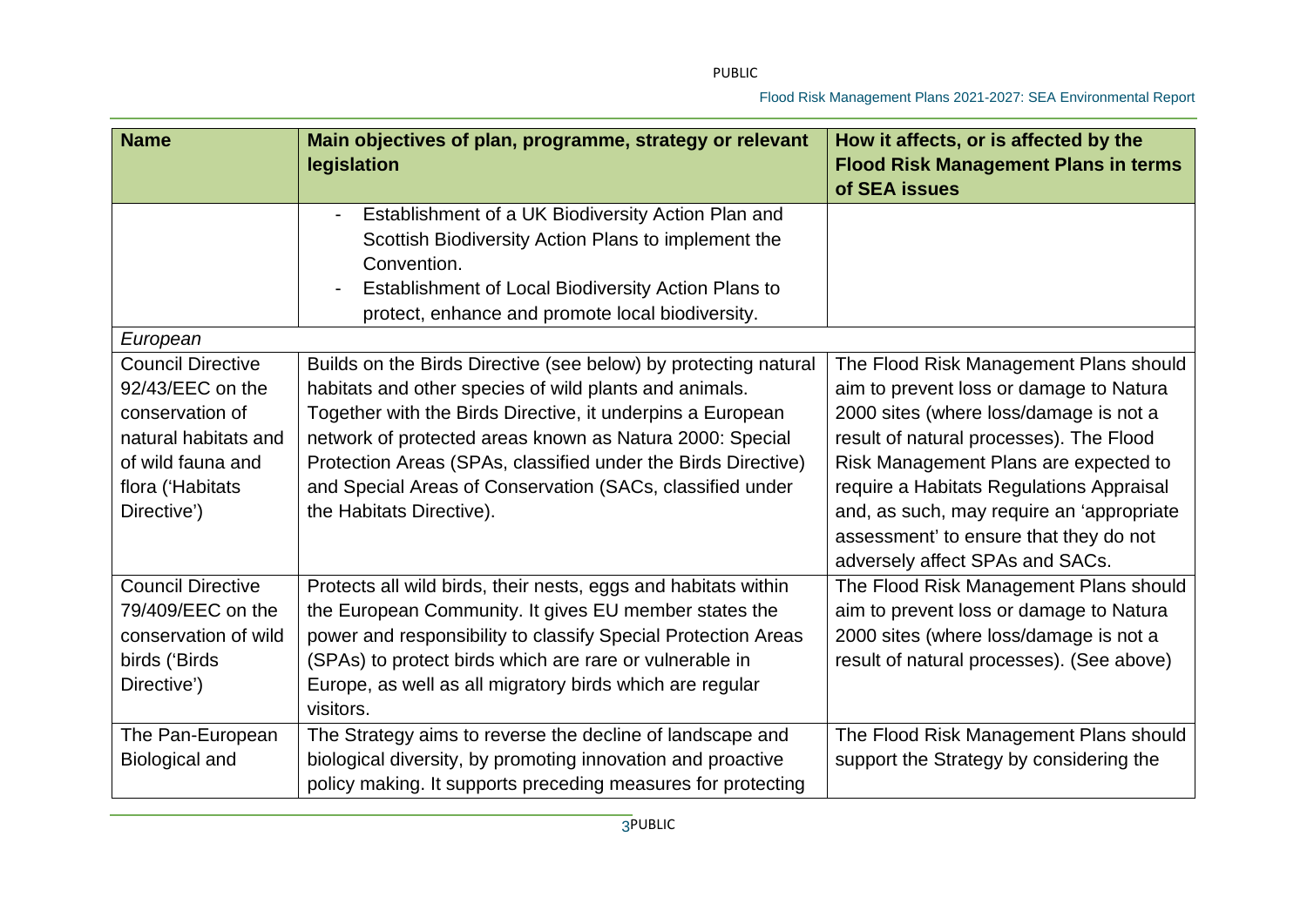| Name | Main objectives of plan, programme, strategy or relevant legislation | How it affects, or is affected by the Flood Risk Management Plans in terms of SEA issues |
|---|---|---|
| | - Establishment of a UK Biodiversity Action Plan and Scottish Biodiversity Action Plans to implement the Convention.<br>- Establishment of Local Biodiversity Action Plans to protect, enhance and promote local biodiversity. | |
| *European* | | |
| Council Directive 92/43/EEC on the conservation of natural habitats and of wild fauna and flora ('Habitats Directive') | Builds on the Birds Directive (see below) by protecting natural habitats and other species of wild plants and animals. Together with the Birds Directive, it underpins a European network of protected areas known as Natura 2000: Special Protection Areas (SPAs, classified under the Birds Directive) and Special Areas of Conservation (SACs, classified under the Habitats Directive). | The Flood Risk Management Plans should aim to prevent loss or damage to Natura 2000 sites (where loss/damage is not a result of natural processes). The Flood Risk Management Plans are expected to require a Habitats Regulations Appraisal and, as such, may require an 'appropriate assessment' to ensure that they do not adversely affect SPAs and SACs. |
| Council Directive 79/409/EEC on the conservation of wild birds ('Birds Directive') | Protects all wild birds, their nests, eggs and habitats within the European Community. It gives EU member states the power and responsibility to classify Special Protection Areas (SPAs) to protect birds which are rare or vulnerable in Europe, as well as all migratory birds which are regular visitors. | The Flood Risk Management Plans should aim to prevent loss or damage to Natura 2000 sites (where loss/damage is not a result of natural processes). (See above) |
| The Pan-European Biological and | The Strategy aims to reverse the decline of landscape and biological diversity, by promoting innovation and proactive policy making. It supports preceding measures for protecting | The Flood Risk Management Plans should support the Strategy by considering the |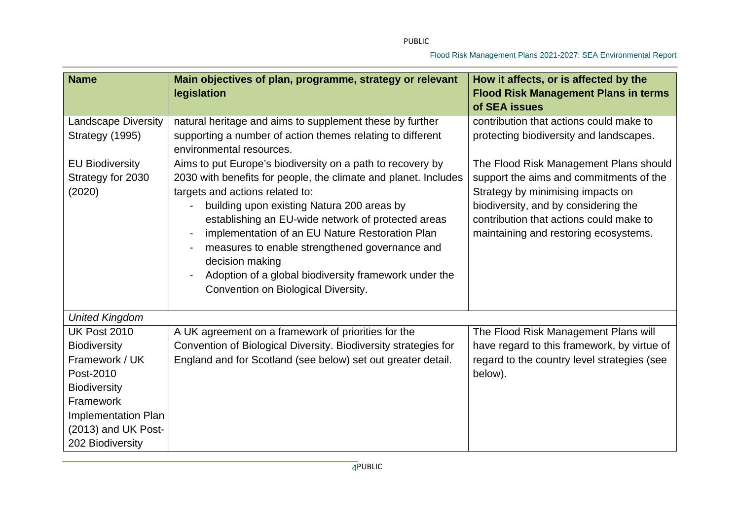| Name | Main objectives of plan, programme, strategy or relevant legislation | How it affects, or is affected by the Flood Risk Management Plans in terms of SEA issues |
| --- | --- | --- |
| Landscape Diversity Strategy (1995) | natural heritage and aims to supplement these by further supporting a number of action themes relating to different environmental resources. | contribution that actions could make to protecting biodiversity and landscapes. |
| EU Biodiversity Strategy for 2030 (2020) | Aims to put Europe's biodiversity on a path to recovery by 2030 with benefits for people, the climate and planet. Includes targets and actions related to:<br>- building upon existing Natura 200 areas by establishing an EU-wide network of protected areas<br>- implementation of an EU Nature Restoration Plan<br>- measures to enable strengthened governance and decision making<br>- Adoption of a global biodiversity framework under the Convention on Biological Diversity. | The Flood Risk Management Plans should support the aims and commitments of the Strategy by minimising impacts on biodiversity, and by considering the contribution that actions could make to maintaining and restoring ecosystems. |
| *United Kingdom* | | |
| UK Post 2010 Biodiversity Framework / UK Post-2010 Biodiversity Framework Implementation Plan (2013) and UK Post-202 Biodiversity | A UK agreement on a framework of priorities for the Convention of Biological Diversity. Biodiversity strategies for England and for Scotland (see below) set out greater detail. | The Flood Risk Management Plans will have regard to this framework, by virtue of regard to the country level strategies (see below). |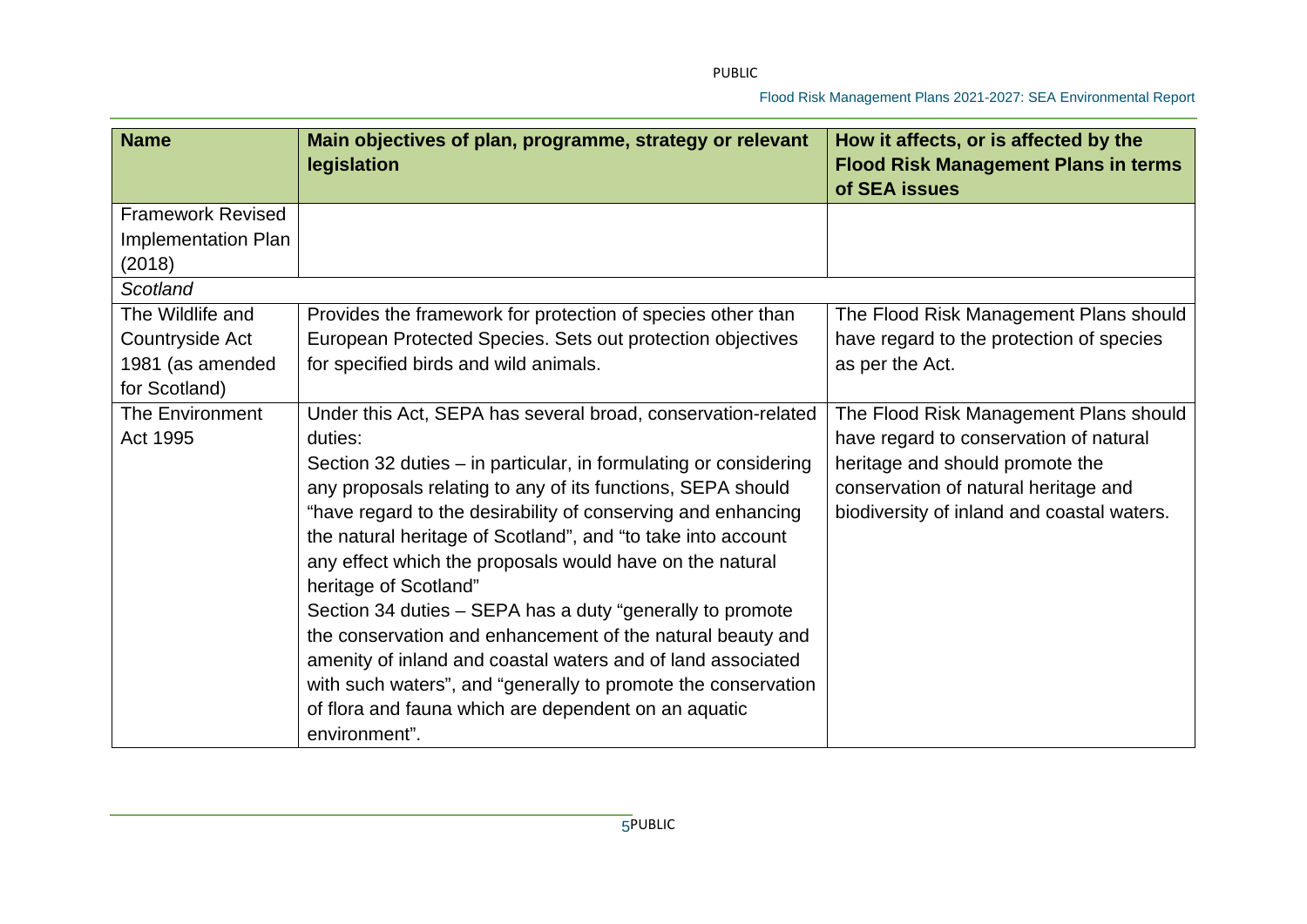| Name | Main objectives of plan, programme, strategy or relevant legislation | How it affects, or is affected by the Flood Risk Management Plans in terms of SEA issues |
|---|---|---|
| Framework Revised Implementation Plan (2018) | | |
| *Scotland* | | |
| The Wildlife and Countryside Act 1981 (as amended for Scotland) | Provides the framework for protection of species other than European Protected Species. Sets out protection objectives for specified birds and wild animals. | The Flood Risk Management Plans should have regard to the protection of species as per the Act. |
| The Environment Act 1995 | Under this Act, SEPA has several broad, conservation-related duties:<br>Section 32 duties – in particular, in formulating or considering any proposals relating to any of its functions, SEPA should "have regard to the desirability of conserving and enhancing the natural heritage of Scotland", and "to take into account any effect which the proposals would have on the natural heritage of Scotland"<br>Section 34 duties – SEPA has a duty "generally to promote the conservation and enhancement of the natural beauty and amenity of inland and coastal waters and of land associated with such waters", and "generally to promote the conservation of flora and fauna which are dependent on an aquatic environment". | The Flood Risk Management Plans should have regard to conservation of natural heritage and should promote the conservation of natural heritage and biodiversity of inland and coastal waters. |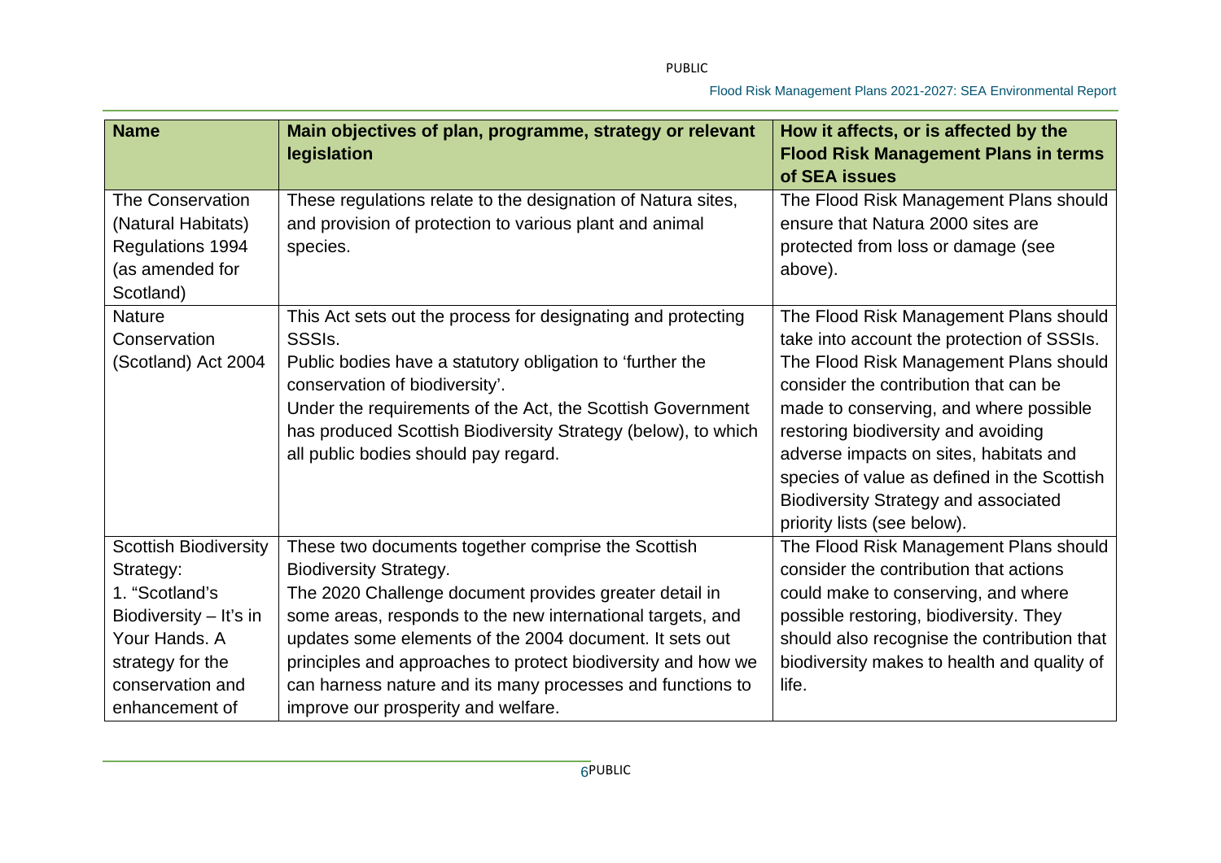| Name | Main objectives of plan, programme, strategy or relevant legislation | How it affects, or is affected by the Flood Risk Management Plans in terms of SEA issues |
|---|---|---|
| The Conservation (Natural Habitats) Regulations 1994 (as amended for Scotland) | These regulations relate to the designation of Natura sites, and provision of protection to various plant and animal species. | The Flood Risk Management Plans should ensure that Natura 2000 sites are protected from loss or damage (see above). |
| Nature Conservation (Scotland) Act 2004 | This Act sets out the process for designating and protecting SSSIs.<br>Public bodies have a statutory obligation to 'further the conservation of biodiversity'.<br>Under the requirements of the Act, the Scottish Government has produced Scottish Biodiversity Strategy (below), to which all public bodies should pay regard. | The Flood Risk Management Plans should take into account the protection of SSSIs. The Flood Risk Management Plans should consider the contribution that can be made to conserving, and where possible restoring biodiversity and avoiding adverse impacts on sites, habitats and species of value as defined in the Scottish Biodiversity Strategy and associated priority lists (see below). |
| Scottish Biodiversity Strategy:<br>1. "Scotland's Biodiversity – It's in Your Hands. A strategy for the conservation and enhancement of | These two documents together comprise the Scottish Biodiversity Strategy.<br>The 2020 Challenge document provides greater detail in some areas, responds to the new international targets, and updates some elements of the 2004 document. It sets out principles and approaches to protect biodiversity and how we can harness nature and its many processes and functions to improve our prosperity and welfare. | The Flood Risk Management Plans should consider the contribution that actions could make to conserving, and where possible restoring, biodiversity. They should also recognise the contribution that biodiversity makes to health and quality of life. |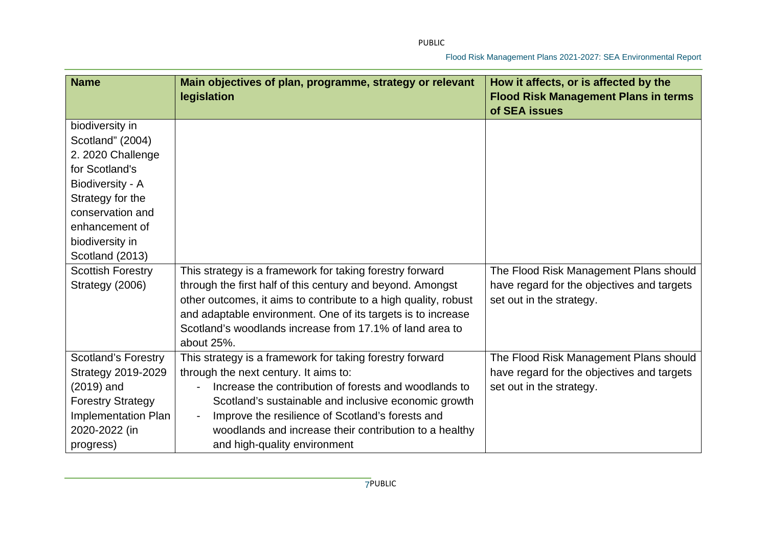| Name | Main objectives of plan, programme, strategy or relevant legislation | How it affects, or is affected by the Flood Risk Management Plans in terms of SEA issues |
|---|---|---|
| biodiversity in Scotland" (2004)<br>2. 2020 Challenge for Scotland's Biodiversity - A Strategy for the conservation and enhancement of biodiversity in Scotland (2013) | | |
| Scottish Forestry Strategy (2006) | This strategy is a framework for taking forestry forward through the first half of this century and beyond. Amongst other outcomes, it aims to contribute to a high quality, robust and adaptable environment. One of its targets is to increase Scotland's woodlands increase from 17.1% of land area to about 25%. | The Flood Risk Management Plans should have regard for the objectives and targets set out in the strategy. |
| Scotland's Forestry Strategy 2019-2029 (2019) and Forestry Strategy Implementation Plan 2020-2022 (in progress) | This strategy is a framework for taking forestry forward through the next century. It aims to:<br>- Increase the contribution of forests and woodlands to Scotland's sustainable and inclusive economic growth<br>- Improve the resilience of Scotland's forests and woodlands and increase their contribution to a healthy and high-quality environment | The Flood Risk Management Plans should have regard for the objectives and targets set out in the strategy. |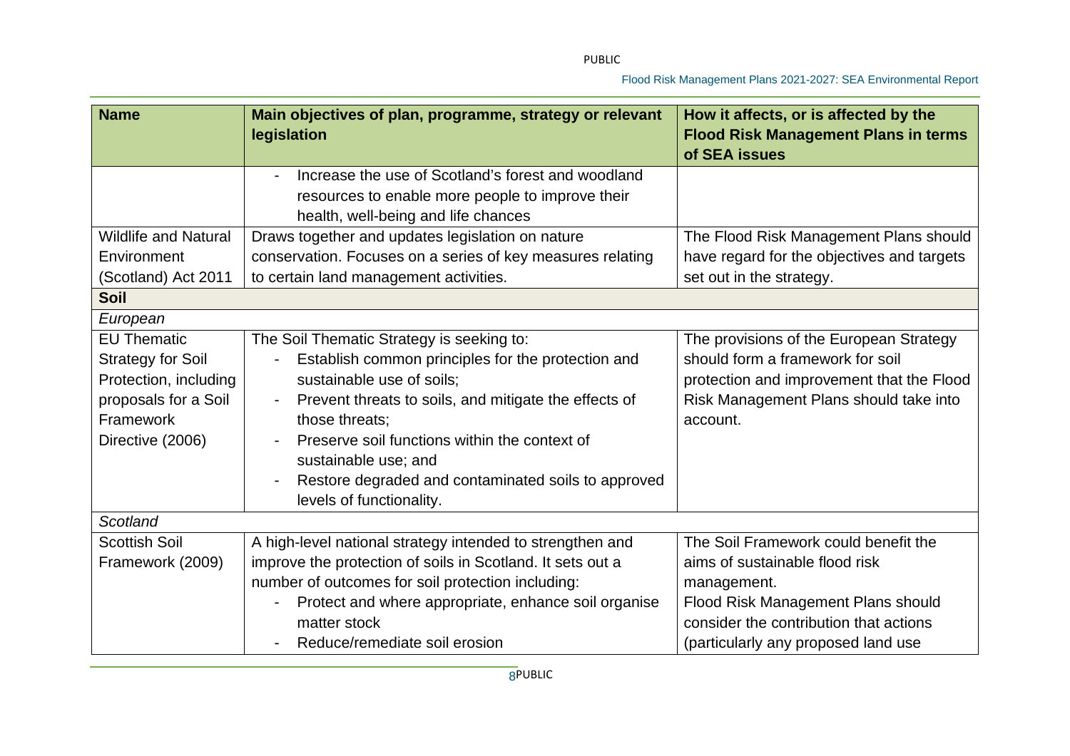| Name | Main objectives of plan, programme, strategy or relevant legislation | How it affects, or is affected by the Flood Risk Management Plans in terms of SEA issues |
|---|---|---|
| | - Increase the use of Scotland's forest and woodland resources to enable more people to improve their health, well-being and life chances | |
| Wildlife and Natural Environment (Scotland) Act 2011 | Draws together and updates legislation on nature conservation. Focuses on a series of key measures relating to certain land management activities. | The Flood Risk Management Plans should have regard for the objectives and targets set out in the strategy. |
| **Soil** | | |
| *European* | | |
| EU Thematic Strategy for Soil Protection, including proposals for a Soil Framework Directive (2006) | The Soil Thematic Strategy is seeking to:<br>- Establish common principles for the protection and sustainable use of soils;<br>- Prevent threats to soils, and mitigate the effects of those threats;<br>- Preserve soil functions within the context of sustainable use; and<br>- Restore degraded and contaminated soils to approved levels of functionality. | The provisions of the European Strategy should form a framework for soil protection and improvement that the Flood Risk Management Plans should take into account. |
| *Scotland* | | |
| Scottish Soil Framework (2009) | A high-level national strategy intended to strengthen and improve the protection of soils in Scotland. It sets out a number of outcomes for soil protection including:<br>- Protect and where appropriate, enhance soil organise matter stock<br>- Reduce/remediate soil erosion | The Soil Framework could benefit the aims of sustainable flood risk management.<br>Flood Risk Management Plans should consider the contribution that actions (particularly any proposed land use |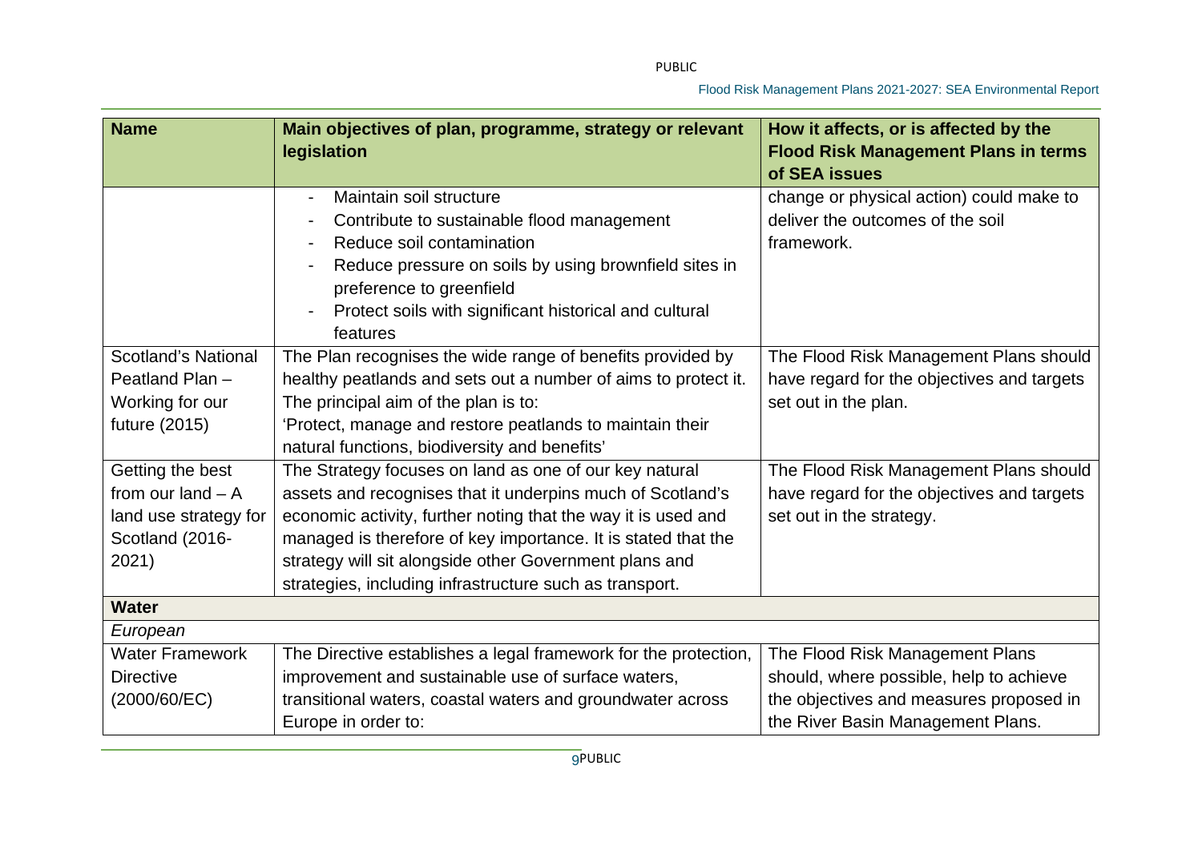| Name | Main objectives of plan, programme, strategy or relevant legislation | How it affects, or is affected by the Flood Risk Management Plans in terms of SEA issues |
|---|---|---|
| | - Maintain soil structure<br>- Contribute to sustainable flood management<br>- Reduce soil contamination<br>- Reduce pressure on soils by using brownfield sites in preference to greenfield<br>- Protect soils with significant historical and cultural features | change or physical action) could make to deliver the outcomes of the soil framework. |
| Scotland's National Peatland Plan – Working for our future (2015) | The Plan recognises the wide range of benefits provided by healthy peatlands and sets out a number of aims to protect it. The principal aim of the plan is to:<br>'Protect, manage and restore peatlands to maintain their natural functions, biodiversity and benefits' | The Flood Risk Management Plans should have regard for the objectives and targets set out in the plan. |
| Getting the best from our land – A land use strategy for Scotland (2016-2021) | The Strategy focuses on land as one of our key natural assets and recognises that it underpins much of Scotland's economic activity, further noting that the way it is used and managed is therefore of key importance. It is stated that the strategy will sit alongside other Government plans and strategies, including infrastructure such as transport. | The Flood Risk Management Plans should have regard for the objectives and targets set out in the strategy. |
| **Water** | | |
| *European* | | |
| Water Framework Directive (2000/60/EC) | The Directive establishes a legal framework for the protection, improvement and sustainable use of surface waters, transitional waters, coastal waters and groundwater across Europe in order to: | The Flood Risk Management Plans should, where possible, help to achieve the objectives and measures proposed in the River Basin Management Plans. |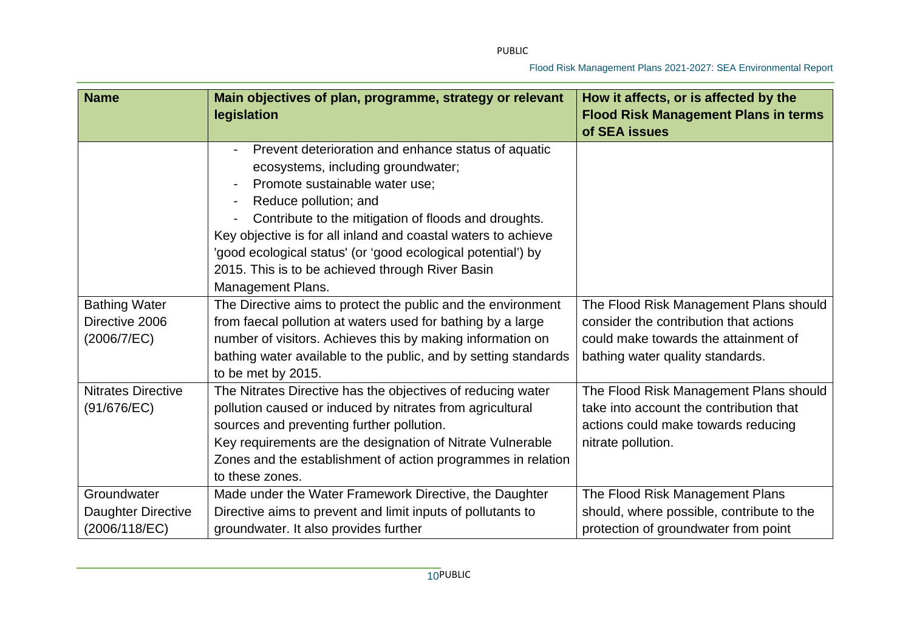| Name | Main objectives of plan, programme, strategy or relevant legislation | How it affects, or is affected by the Flood Risk Management Plans in terms of SEA issues |
|---|---|---|
| | - Prevent deterioration and enhance status of aquatic ecosystems, including groundwater;<br>- Promote sustainable water use;<br>- Reduce pollution; and<br>- Contribute to the mitigation of floods and droughts.<br>Key objective is for all inland and coastal waters to achieve 'good ecological status' (or 'good ecological potential') by 2015. This is to be achieved through River Basin Management Plans. | |
| Bathing Water Directive 2006 (2006/7/EC) | The Directive aims to protect the public and the environment from faecal pollution at waters used for bathing by a large number of visitors. Achieves this by making information on bathing water available to the public, and by setting standards to be met by 2015. | The Flood Risk Management Plans should consider the contribution that actions could make towards the attainment of bathing water quality standards. |
| Nitrates Directive (91/676/EC) | The Nitrates Directive has the objectives of reducing water pollution caused or induced by nitrates from agricultural sources and preventing further pollution.<br>Key requirements are the designation of Nitrate Vulnerable Zones and the establishment of action programmes in relation to these zones. | The Flood Risk Management Plans should take into account the contribution that actions could make towards reducing nitrate pollution. |
| Groundwater Daughter Directive (2006/118/EC) | Made under the Water Framework Directive, the Daughter Directive aims to prevent and limit inputs of pollutants to groundwater. It also provides further | The Flood Risk Management Plans should, where possible, contribute to the protection of groundwater from point |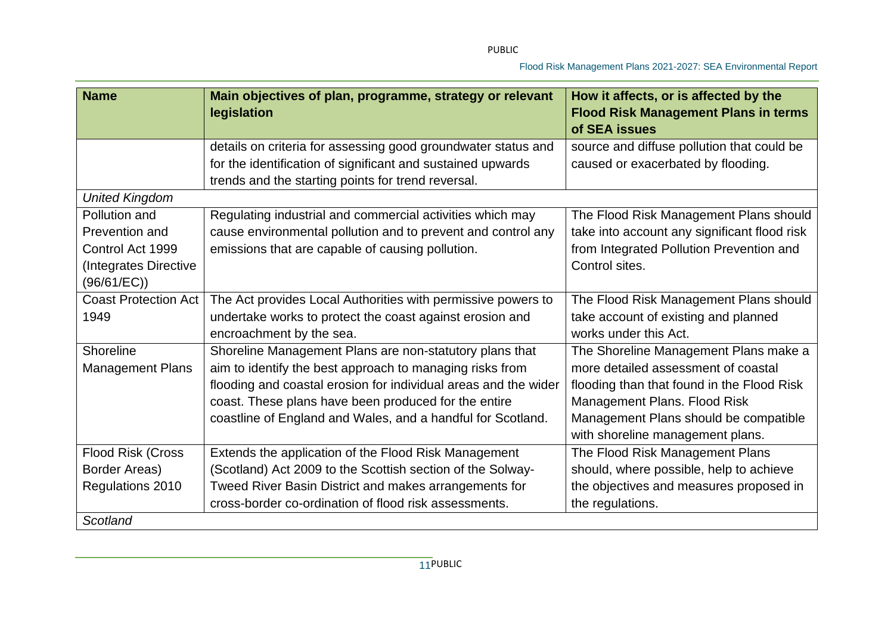| Name | Main objectives of plan, programme, strategy or relevant legislation | How it affects, or is affected by the Flood Risk Management Plans in terms of SEA issues |
|---|---|---|
| | details on criteria for assessing good groundwater status and for the identification of significant and sustained upwards trends and the starting points for trend reversal. | source and diffuse pollution that could be caused or exacerbated by flooding. |
| *United Kingdom* | | |
| Pollution and Prevention and Control Act 1999 (Integrates Directive (96/61/EC)) | Regulating industrial and commercial activities which may cause environmental pollution and to prevent and control any emissions that are capable of causing pollution. | The Flood Risk Management Plans should take into account any significant flood risk from Integrated Pollution Prevention and Control sites. |
| Coast Protection Act 1949 | The Act provides Local Authorities with permissive powers to undertake works to protect the coast against erosion and encroachment by the sea. | The Flood Risk Management Plans should take account of existing and planned works under this Act. |
| Shoreline Management Plans | Shoreline Management Plans are non-statutory plans that aim to identify the best approach to managing risks from flooding and coastal erosion for individual areas and the wider coast. These plans have been produced for the entire coastline of England and Wales, and a handful for Scotland. | The Shoreline Management Plans make a more detailed assessment of coastal flooding than that found in the Flood Risk Management Plans. Flood Risk Management Plans should be compatible with shoreline management plans. |
| Flood Risk (Cross Border Areas) Regulations 2010 | Extends the application of the Flood Risk Management (Scotland) Act 2009 to the Scottish section of the Solway-Tweed River Basin District and makes arrangements for cross-border co-ordination of flood risk assessments. | The Flood Risk Management Plans should, where possible, help to achieve the objectives and measures proposed in the regulations. |
| *Scotland* | | |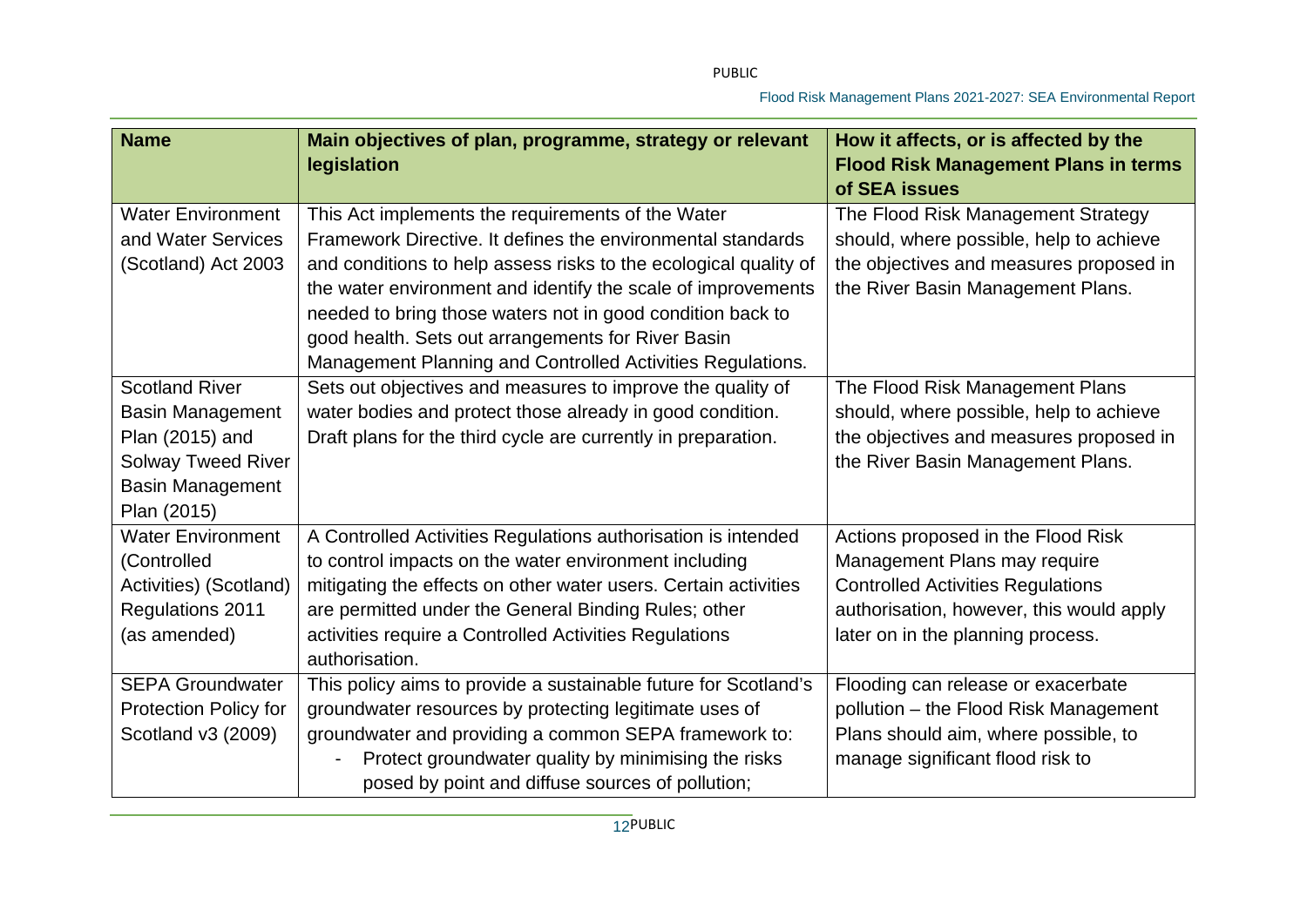| Name | Main objectives of plan, programme, strategy or relevant legislation | How it affects, or is affected by the Flood Risk Management Plans in terms of SEA issues |
|---|---|---|
| Water Environment and Water Services (Scotland) Act 2003 | This Act implements the requirements of the Water Framework Directive. It defines the environmental standards and conditions to help assess risks to the ecological quality of the water environment and identify the scale of improvements needed to bring those waters not in good condition back to good health. Sets out arrangements for River Basin Management Planning and Controlled Activities Regulations. | The Flood Risk Management Strategy should, where possible, help to achieve the objectives and measures proposed in the River Basin Management Plans. |
| Scotland River Basin Management Plan (2015) and Solway Tweed River Basin Management Plan (2015) | Sets out objectives and measures to improve the quality of water bodies and protect those already in good condition. Draft plans for the third cycle are currently in preparation. | The Flood Risk Management Plans should, where possible, help to achieve the objectives and measures proposed in the River Basin Management Plans. |
| Water Environment (Controlled Activities) (Scotland) Regulations 2011 (as amended) | A Controlled Activities Regulations authorisation is intended to control impacts on the water environment including mitigating the effects on other water users. Certain activities are permitted under the General Binding Rules; other activities require a Controlled Activities Regulations authorisation. | Actions proposed in the Flood Risk Management Plans may require Controlled Activities Regulations authorisation, however, this would apply later on in the planning process. |
| SEPA Groundwater Protection Policy for Scotland v3 (2009) | This policy aims to provide a sustainable future for Scotland's groundwater resources by protecting legitimate uses of groundwater and providing a common SEPA framework to:<br>- Protect groundwater quality by minimising the risks posed by point and diffuse sources of pollution; | Flooding can release or exacerbate pollution – the Flood Risk Management Plans should aim, where possible, to manage significant flood risk to |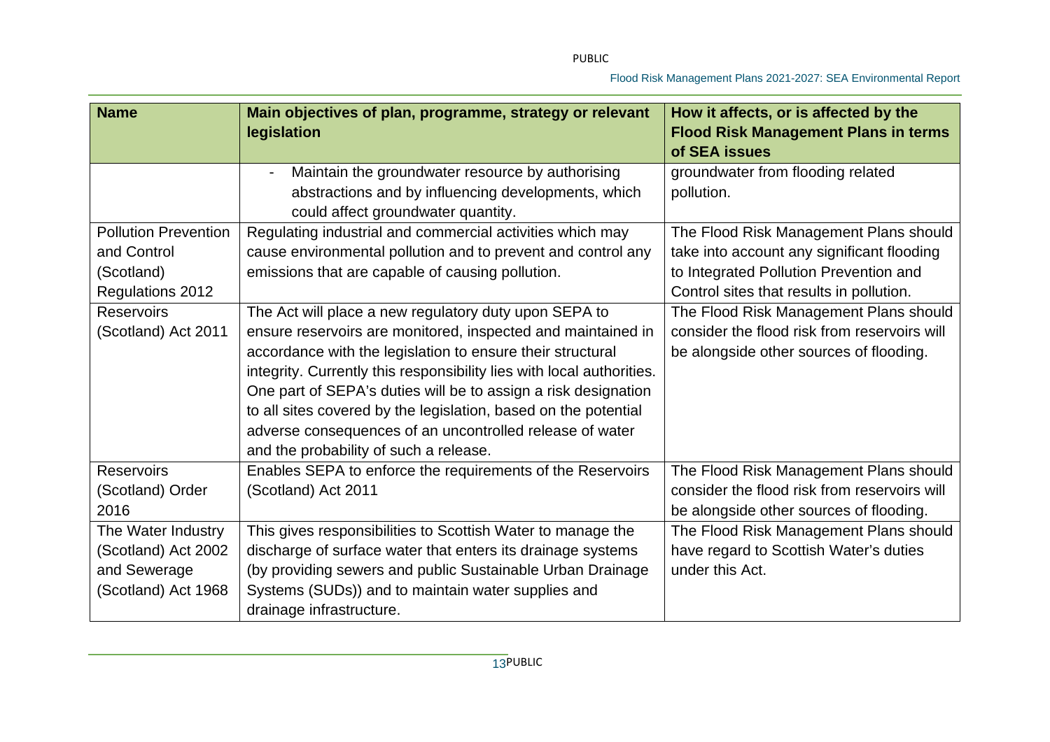| Name | Main objectives of plan, programme, strategy or relevant legislation | How it affects, or is affected by the Flood Risk Management Plans in terms of SEA issues |
|---|---|---|
| | - Maintain the groundwater resource by authorising abstractions and by influencing developments, which could affect groundwater quantity. | groundwater from flooding related pollution. |
| Pollution Prevention and Control (Scotland) Regulations 2012 | Regulating industrial and commercial activities which may cause environmental pollution and to prevent and control any emissions that are capable of causing pollution. | The Flood Risk Management Plans should take into account any significant flooding to Integrated Pollution Prevention and Control sites that results in pollution. |
| Reservoirs (Scotland) Act 2011 | The Act will place a new regulatory duty upon SEPA to ensure reservoirs are monitored, inspected and maintained in accordance with the legislation to ensure their structural integrity. Currently this responsibility lies with local authorities. One part of SEPA's duties will be to assign a risk designation to all sites covered by the legislation, based on the potential adverse consequences of an uncontrolled release of water and the probability of such a release. | The Flood Risk Management Plans should consider the flood risk from reservoirs will be alongside other sources of flooding. |
| Reservoirs (Scotland) Order 2016 | Enables SEPA to enforce the requirements of the Reservoirs (Scotland) Act 2011 | The Flood Risk Management Plans should consider the flood risk from reservoirs will be alongside other sources of flooding. |
| The Water Industry (Scotland) Act 2002 and Sewerage (Scotland) Act 1968 | This gives responsibilities to Scottish Water to manage the discharge of surface water that enters its drainage systems (by providing sewers and public Sustainable Urban Drainage Systems (SUDs)) and to maintain water supplies and drainage infrastructure. | The Flood Risk Management Plans should have regard to Scottish Water's duties under this Act. |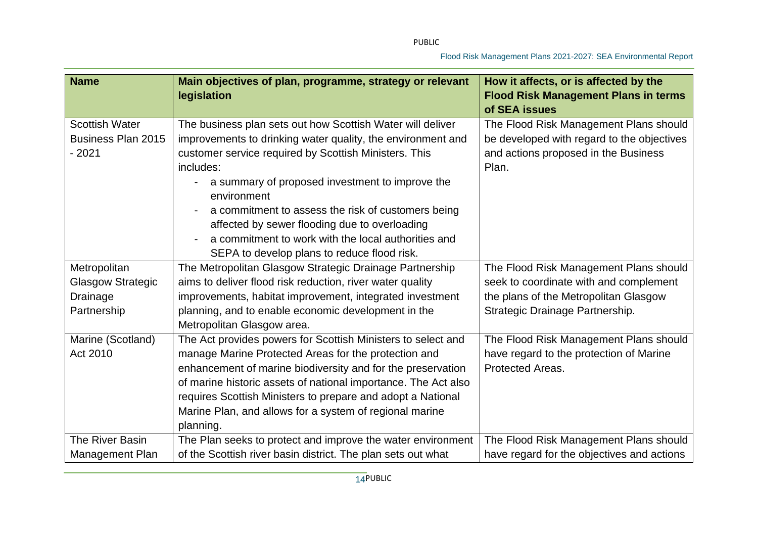| Name | Main objectives of plan, programme, strategy or relevant legislation | How it affects, or is affected by the Flood Risk Management Plans in terms of SEA issues |
| --- | --- | --- |
| Scottish Water Business Plan 2015 - 2021 | The business plan sets out how Scottish Water will deliver improvements to drinking water quality, the environment and customer service required by Scottish Ministers. This includes:<br>- a summary of proposed investment to improve the environment<br>- a commitment to assess the risk of customers being affected by sewer flooding due to overloading<br>- a commitment to work with the local authorities and SEPA to develop plans to reduce flood risk. | The Flood Risk Management Plans should be developed with regard to the objectives and actions proposed in the Business Plan. |
| Metropolitan Glasgow Strategic Drainage Partnership | The Metropolitan Glasgow Strategic Drainage Partnership aims to deliver flood risk reduction, river water quality improvements, habitat improvement, integrated investment planning, and to enable economic development in the Metropolitan Glasgow area. | The Flood Risk Management Plans should seek to coordinate with and complement the plans of the Metropolitan Glasgow Strategic Drainage Partnership. |
| Marine (Scotland) Act 2010 | The Act provides powers for Scottish Ministers to select and manage Marine Protected Areas for the protection and enhancement of marine biodiversity and for the preservation of marine historic assets of national importance. The Act also requires Scottish Ministers to prepare and adopt a National Marine Plan, and allows for a system of regional marine planning. | The Flood Risk Management Plans should have regard to the protection of Marine Protected Areas. |
| The River Basin Management Plan | The Plan seeks to protect and improve the water environment of the Scottish river basin district. The plan sets out what | The Flood Risk Management Plans should have regard for the objectives and actions |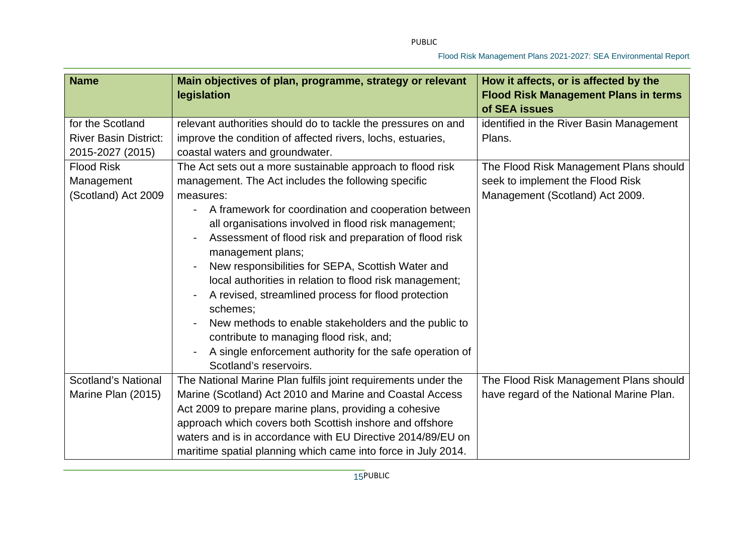| Name | Main objectives of plan, programme, strategy or relevant legislation | How it affects, or is affected by the Flood Risk Management Plans in terms of SEA issues |
|---|---|---|
| for the Scotland River Basin District: 2015-2027 (2015) | relevant authorities should do to tackle the pressures on and improve the condition of affected rivers, lochs, estuaries, coastal waters and groundwater. | identified in the River Basin Management Plans. |
| Flood Risk Management (Scotland) Act 2009 | The Act sets out a more sustainable approach to flood risk management. The Act includes the following specific measures:<br>- A framework for coordination and cooperation between all organisations involved in flood risk management;<br>- Assessment of flood risk and preparation of flood risk management plans;<br>- New responsibilities for SEPA, Scottish Water and local authorities in relation to flood risk management;<br>- A revised, streamlined process for flood protection schemes;<br>- New methods to enable stakeholders and the public to contribute to managing flood risk, and;<br>- A single enforcement authority for the safe operation of Scotland's reservoirs. | The Flood Risk Management Plans should seek to implement the Flood Risk Management (Scotland) Act 2009. |
| Scotland's National Marine Plan (2015) | The National Marine Plan fulfils joint requirements under the Marine (Scotland) Act 2010 and Marine and Coastal Access Act 2009 to prepare marine plans, providing a cohesive approach which covers both Scottish inshore and offshore waters and is in accordance with EU Directive 2014/89/EU on maritime spatial planning which came into force in July 2014. | The Flood Risk Management Plans should have regard of the National Marine Plan. |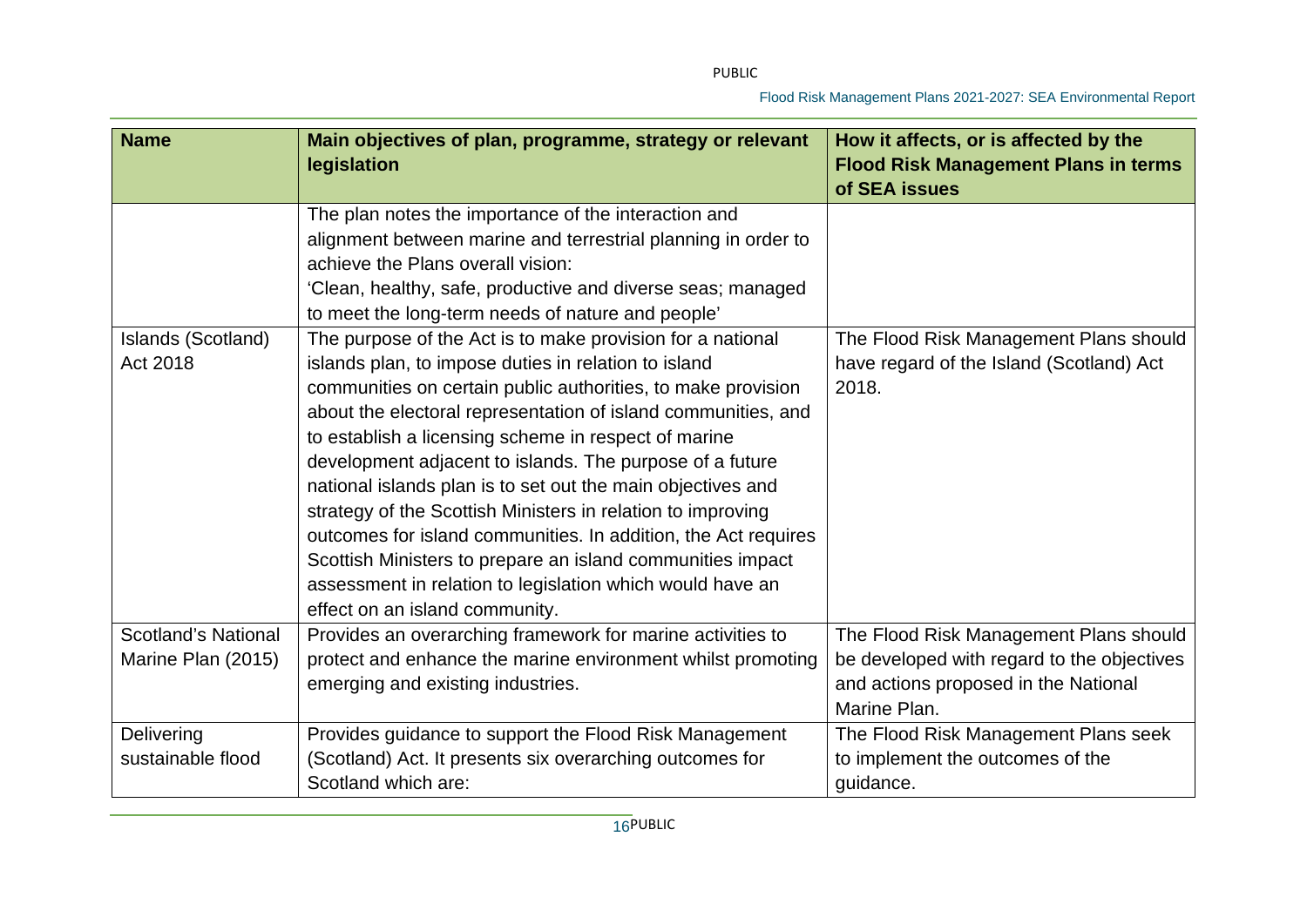| Name | Main objectives of plan, programme, strategy or relevant legislation | How it affects, or is affected by the Flood Risk Management Plans in terms of SEA issues |
|---|---|---|
| | The plan notes the importance of the interaction and alignment between marine and terrestrial planning in order to achieve the Plans overall vision: 'Clean, healthy, safe, productive and diverse seas; managed to meet the long-term needs of nature and people' | |
| Islands (Scotland) Act 2018 | The purpose of the Act is to make provision for a national islands plan, to impose duties in relation to island communities on certain public authorities, to make provision about the electoral representation of island communities, and to establish a licensing scheme in respect of marine development adjacent to islands. The purpose of a future national islands plan is to set out the main objectives and strategy of the Scottish Ministers in relation to improving outcomes for island communities. In addition, the Act requires Scottish Ministers to prepare an island communities impact assessment in relation to legislation which would have an effect on an island community. | The Flood Risk Management Plans should have regard of the Island (Scotland) Act 2018. |
| Scotland's National Marine Plan (2015) | Provides an overarching framework for marine activities to protect and enhance the marine environment whilst promoting emerging and existing industries. | The Flood Risk Management Plans should be developed with regard to the objectives and actions proposed in the National Marine Plan. |
| Delivering sustainable flood | Provides guidance to support the Flood Risk Management (Scotland) Act. It presents six overarching outcomes for Scotland which are: | The Flood Risk Management Plans seek to implement the outcomes of the guidance. |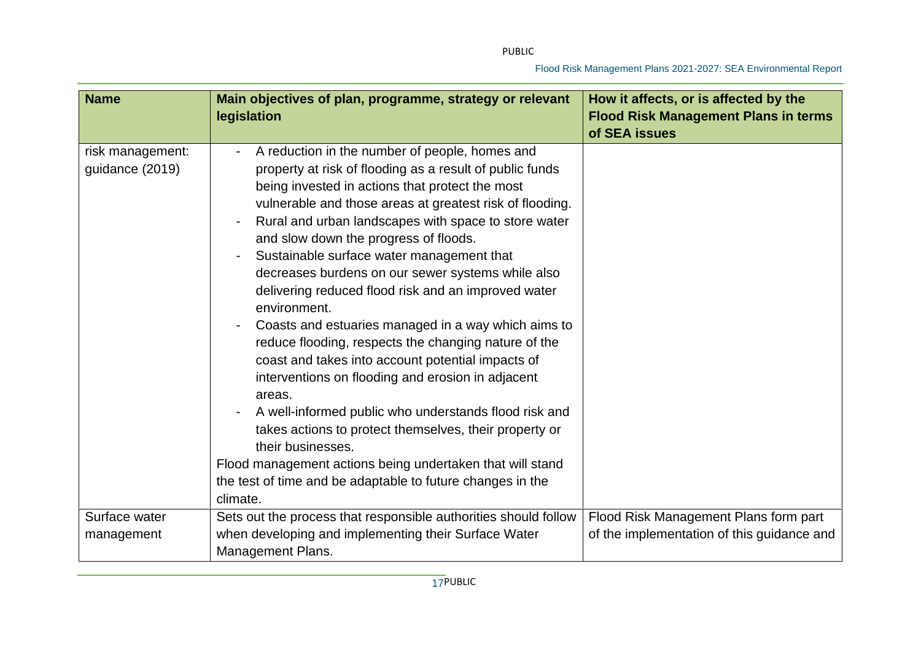| Name | Main objectives of plan, programme, strategy or relevant legislation | How it affects, or is affected by the Flood Risk Management Plans in terms of SEA issues |
|---|---|---|
| risk management: guidance (2019) | - A reduction in the number of people, homes and property at risk of flooding as a result of public funds being invested in actions that protect the most vulnerable and those areas at greatest risk of flooding.<br>- Rural and urban landscapes with space to store water and slow down the progress of floods.<br>- Sustainable surface water management that decreases burdens on our sewer systems while also delivering reduced flood risk and an improved water environment.<br>- Coasts and estuaries managed in a way which aims to reduce flooding, respects the changing nature of the coast and takes into account potential impacts of interventions on flooding and erosion in adjacent areas.<br>- A well-informed public who understands flood risk and takes actions to protect themselves, their property or their businesses.<br>Flood management actions being undertaken that will stand the test of time and be adaptable to future changes in the climate. | |
| Surface water management | Sets out the process that responsible authorities should follow when developing and implementing their Surface Water Management Plans. | Flood Risk Management Plans form part of the implementation of this guidance and |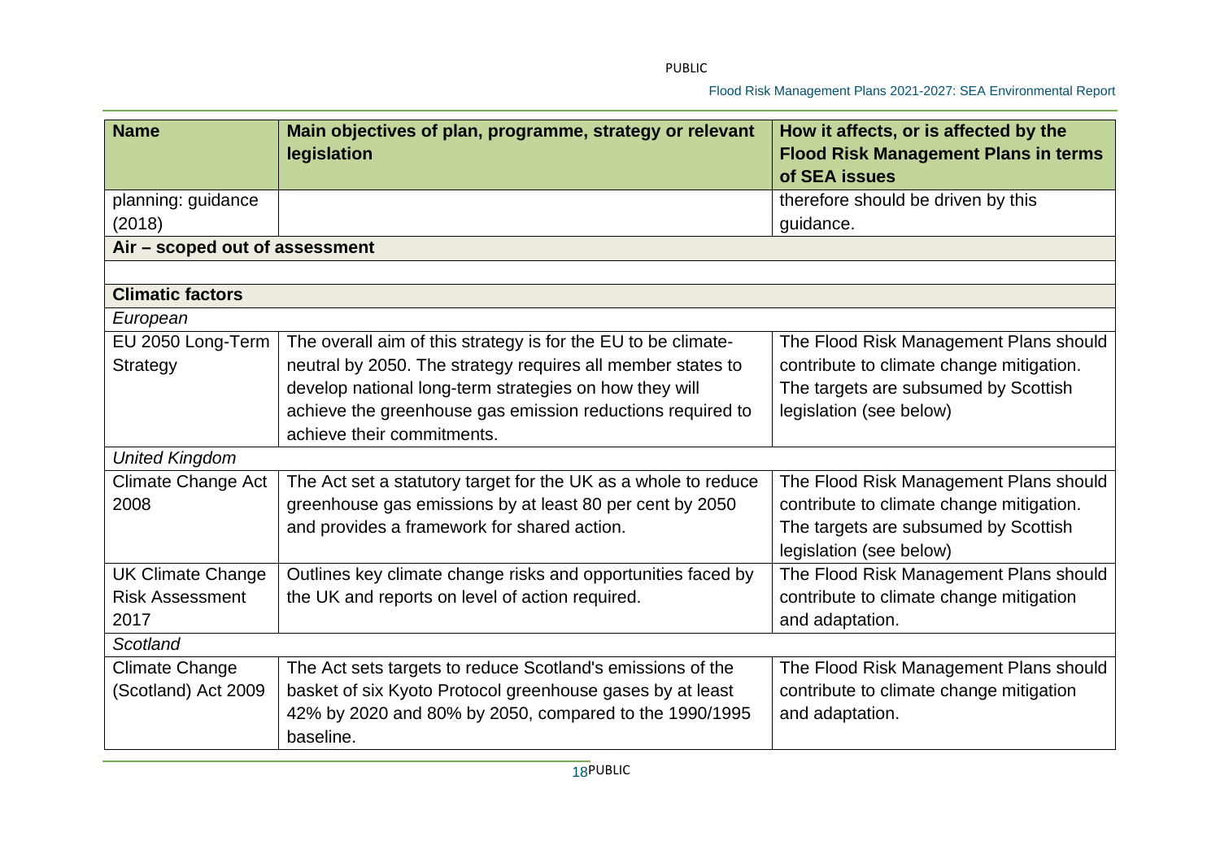| Name | Main objectives of plan, programme, strategy or relevant legislation | How it affects, or is affected by the Flood Risk Management Plans in terms of SEA issues |
|---|---|---|
| planning: guidance (2018) | | therefore should be driven by this guidance. |
| **Air – scoped out of assessment** | | |
| | | |
| **Climatic factors** | | |
| *European* | | |
| EU 2050 Long-Term Strategy | The overall aim of this strategy is for the EU to be climate-neutral by 2050. The strategy requires all member states to develop national long-term strategies on how they will achieve the greenhouse gas emission reductions required to achieve their commitments. | The Flood Risk Management Plans should contribute to climate change mitigation. The targets are subsumed by Scottish legislation (see below) |
| *United Kingdom* | | |
| Climate Change Act 2008 | The Act set a statutory target for the UK as a whole to reduce greenhouse gas emissions by at least 80 per cent by 2050 and provides a framework for shared action. | The Flood Risk Management Plans should contribute to climate change mitigation. The targets are subsumed by Scottish legislation (see below) |
| UK Climate Change Risk Assessment 2017 | Outlines key climate change risks and opportunities faced by the UK and reports on level of action required. | The Flood Risk Management Plans should contribute to climate change mitigation and adaptation. |
| *Scotland* | | |
| Climate Change (Scotland) Act 2009 | The Act sets targets to reduce Scotland's emissions of the basket of six Kyoto Protocol greenhouse gases by at least 42% by 2020 and 80% by 2050, compared to the 1990/1995 baseline. | The Flood Risk Management Plans should contribute to climate change mitigation and adaptation. |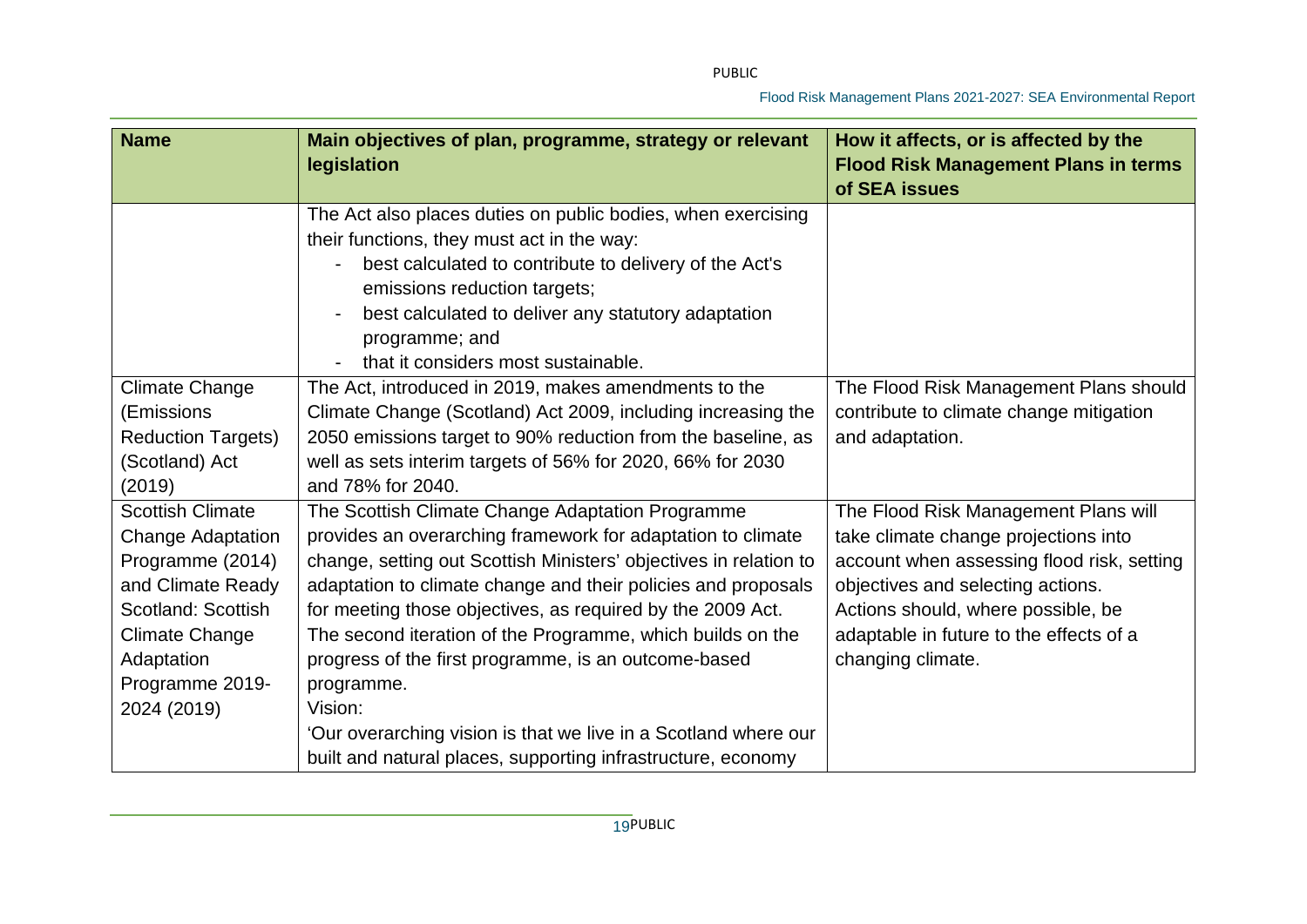| Name | Main objectives of plan, programme, strategy or relevant legislation | How it affects, or is affected by the Flood Risk Management Plans in terms of SEA issues |
|---|---|---|
| | The Act also places duties on public bodies, when exercising their functions, they must act in the way:<br>- best calculated to contribute to delivery of the Act's emissions reduction targets;<br>- best calculated to deliver any statutory adaptation programme; and<br>- that it considers most sustainable. | |
| Climate Change (Emissions Reduction Targets) (Scotland) Act (2019) | The Act, introduced in 2019, makes amendments to the Climate Change (Scotland) Act 2009, including increasing the 2050 emissions target to 90% reduction from the baseline, as well as sets interim targets of 56% for 2020, 66% for 2030 and 78% for 2040. | The Flood Risk Management Plans should contribute to climate change mitigation and adaptation. |
| Scottish Climate Change Adaptation Programme (2014) and Climate Ready Scotland: Scottish Climate Change Adaptation Programme 2019-2024 (2019) | The Scottish Climate Change Adaptation Programme provides an overarching framework for adaptation to climate change, setting out Scottish Ministers' objectives in relation to adaptation to climate change and their policies and proposals for meeting those objectives, as required by the 2009 Act. The second iteration of the Programme, which builds on the progress of the first programme, is an outcome-based programme.<br>Vision:<br>'Our overarching vision is that we live in a Scotland where our built and natural places, supporting infrastructure, economy | The Flood Risk Management Plans will take climate change projections into account when assessing flood risk, setting objectives and selecting actions. Actions should, where possible, be adaptable in future to the effects of a changing climate. |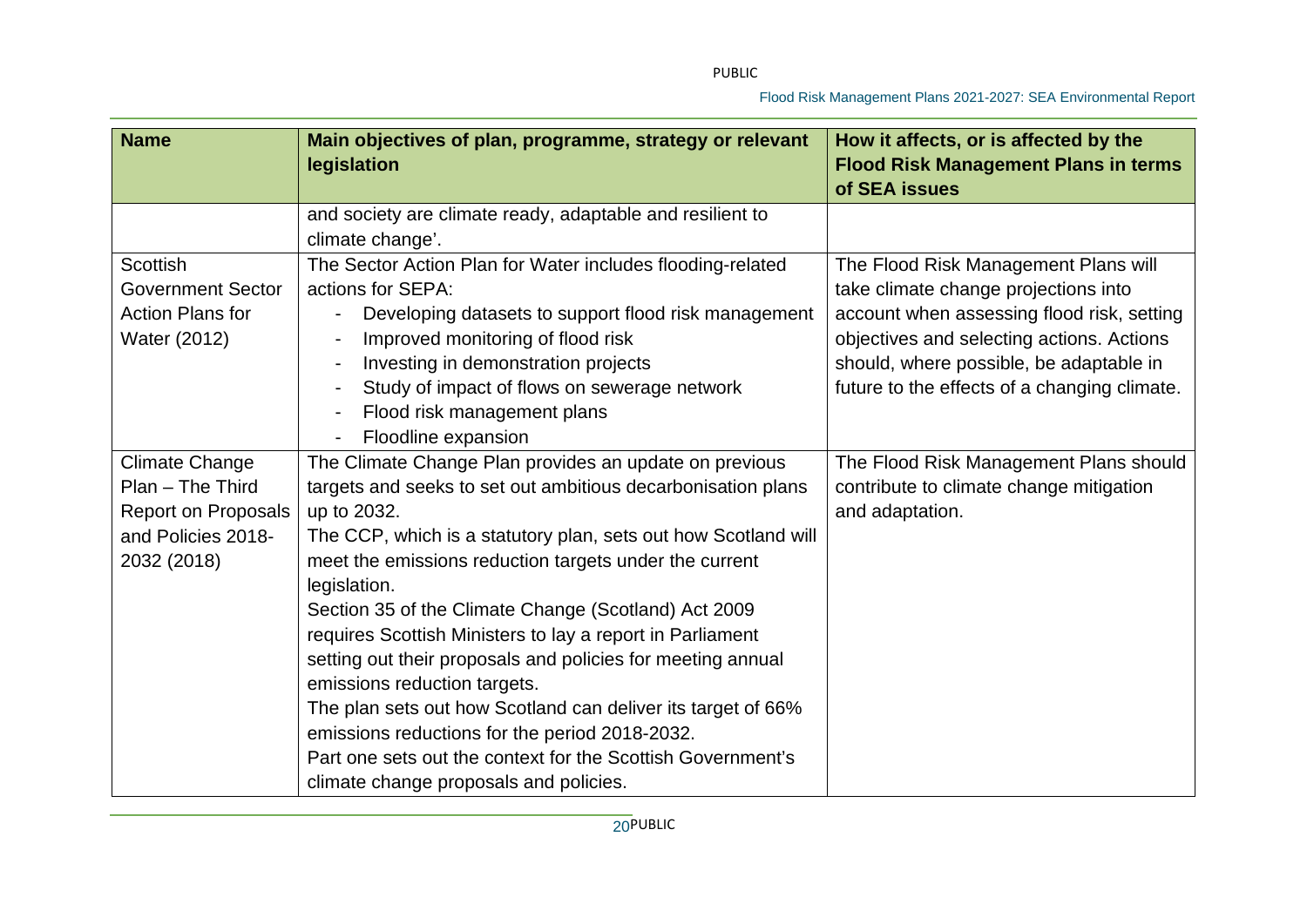| Name | Main objectives of plan, programme, strategy or relevant legislation | How it affects, or is affected by the Flood Risk Management Plans in terms of SEA issues |
|---|---|---|
| | and society are climate ready, adaptable and resilient to climate change'. | |
| Scottish Government Sector Action Plans for Water (2012) | The Sector Action Plan for Water includes flooding-related actions for SEPA:<br>- Developing datasets to support flood risk management<br>- Improved monitoring of flood risk<br>- Investing in demonstration projects<br>- Study of impact of flows on sewerage network<br>- Flood risk management plans<br>- Floodline expansion | The Flood Risk Management Plans will take climate change projections into account when assessing flood risk, setting objectives and selecting actions. Actions should, where possible, be adaptable in future to the effects of a changing climate. |
| Climate Change Plan – The Third Report on Proposals and Policies 2018-2032 (2018) | The Climate Change Plan provides an update on previous targets and seeks to set out ambitious decarbonisation plans up to 2032.<br>The CCP, which is a statutory plan, sets out how Scotland will meet the emissions reduction targets under the current legislation.<br>Section 35 of the Climate Change (Scotland) Act 2009 requires Scottish Ministers to lay a report in Parliament setting out their proposals and policies for meeting annual emissions reduction targets.<br>The plan sets out how Scotland can deliver its target of 66% emissions reductions for the period 2018-2032.<br>Part one sets out the context for the Scottish Government's climate change proposals and policies. | The Flood Risk Management Plans should contribute to climate change mitigation and adaptation. |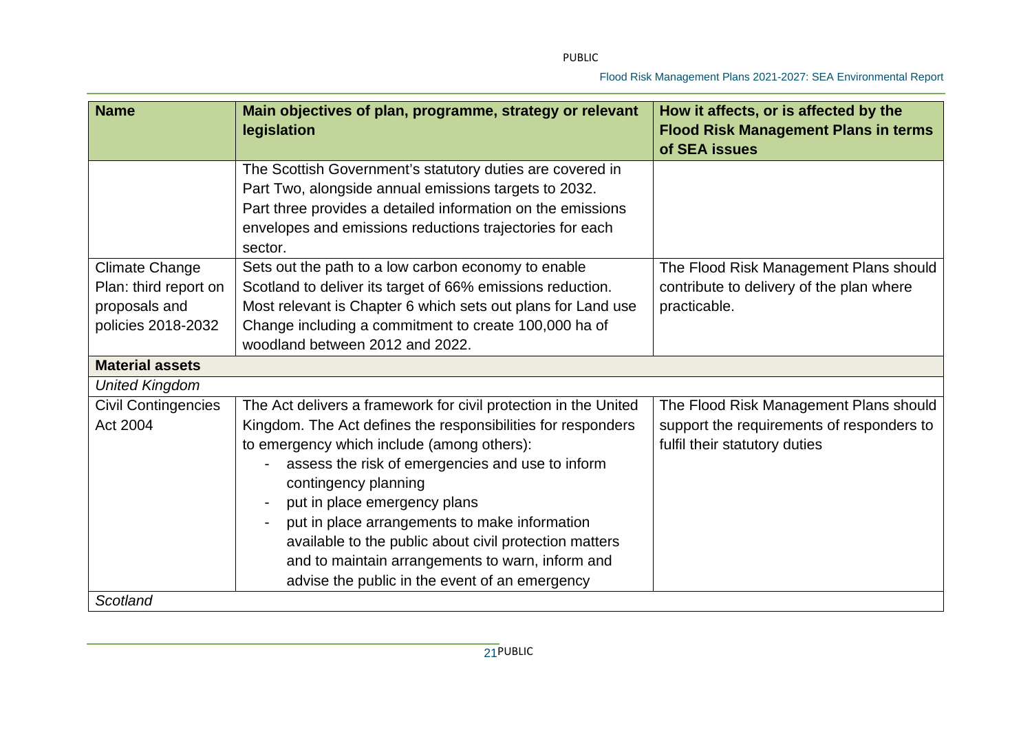| Name | Main objectives of plan, programme, strategy or relevant legislation | How it affects, or is affected by the Flood Risk Management Plans in terms of SEA issues |
|---|---|---|
| | The Scottish Government's statutory duties are covered in Part Two, alongside annual emissions targets to 2032. Part three provides a detailed information on the emissions envelopes and emissions reductions trajectories for each sector. | |
| Climate Change Plan: third report on proposals and policies 2018-2032 | Sets out the path to a low carbon economy to enable Scotland to deliver its target of 66% emissions reduction. Most relevant is Chapter 6 which sets out plans for Land use Change including a commitment to create 100,000 ha of woodland between 2012 and 2022. | The Flood Risk Management Plans should contribute to delivery of the plan where practicable. |
| **Material assets** | | |
| *United Kingdom* | | |
| Civil Contingencies Act 2004 | The Act delivers a framework for civil protection in the United Kingdom. The Act defines the responsibilities for responders to emergency which include (among others):<br>- assess the risk of emergencies and use to inform contingency planning<br>- put in place emergency plans<br>- put in place arrangements to make information available to the public about civil protection matters and to maintain arrangements to warn, inform and advise the public in the event of an emergency | The Flood Risk Management Plans should support the requirements of responders to fulfil their statutory duties |
| *Scotland* | | |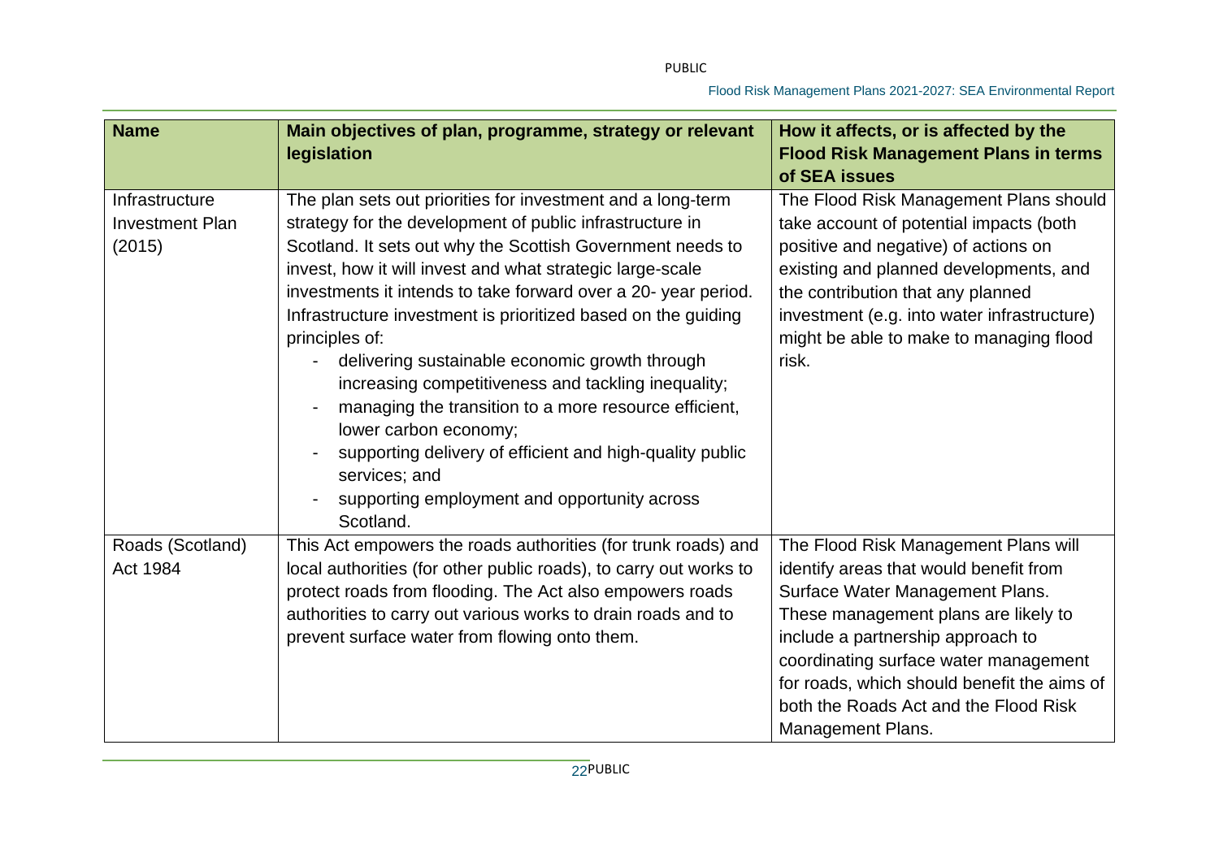| Name | Main objectives of plan, programme, strategy or relevant legislation | How it affects, or is affected by the Flood Risk Management Plans in terms of SEA issues |
|---|---|---|
| Infrastructure Investment Plan (2015) | The plan sets out priorities for investment and a long-term strategy for the development of public infrastructure in Scotland. It sets out why the Scottish Government needs to invest, how it will invest and what strategic large-scale investments it intends to take forward over a 20- year period. Infrastructure investment is prioritized based on the guiding principles of:<br>- delivering sustainable economic growth through increasing competitiveness and tackling inequality;<br>- managing the transition to a more resource efficient, lower carbon economy;<br>- supporting delivery of efficient and high-quality public services; and<br>- supporting employment and opportunity across Scotland. | The Flood Risk Management Plans should take account of potential impacts (both positive and negative) of actions on existing and planned developments, and the contribution that any planned investment (e.g. into water infrastructure) might be able to make to managing flood risk. |
| Roads (Scotland) Act 1984 | This Act empowers the roads authorities (for trunk roads) and local authorities (for other public roads), to carry out works to protect roads from flooding. The Act also empowers roads authorities to carry out various works to drain roads and to prevent surface water from flowing onto them. | The Flood Risk Management Plans will identify areas that would benefit from Surface Water Management Plans. These management plans are likely to include a partnership approach to coordinating surface water management for roads, which should benefit the aims of both the Roads Act and the Flood Risk Management Plans. |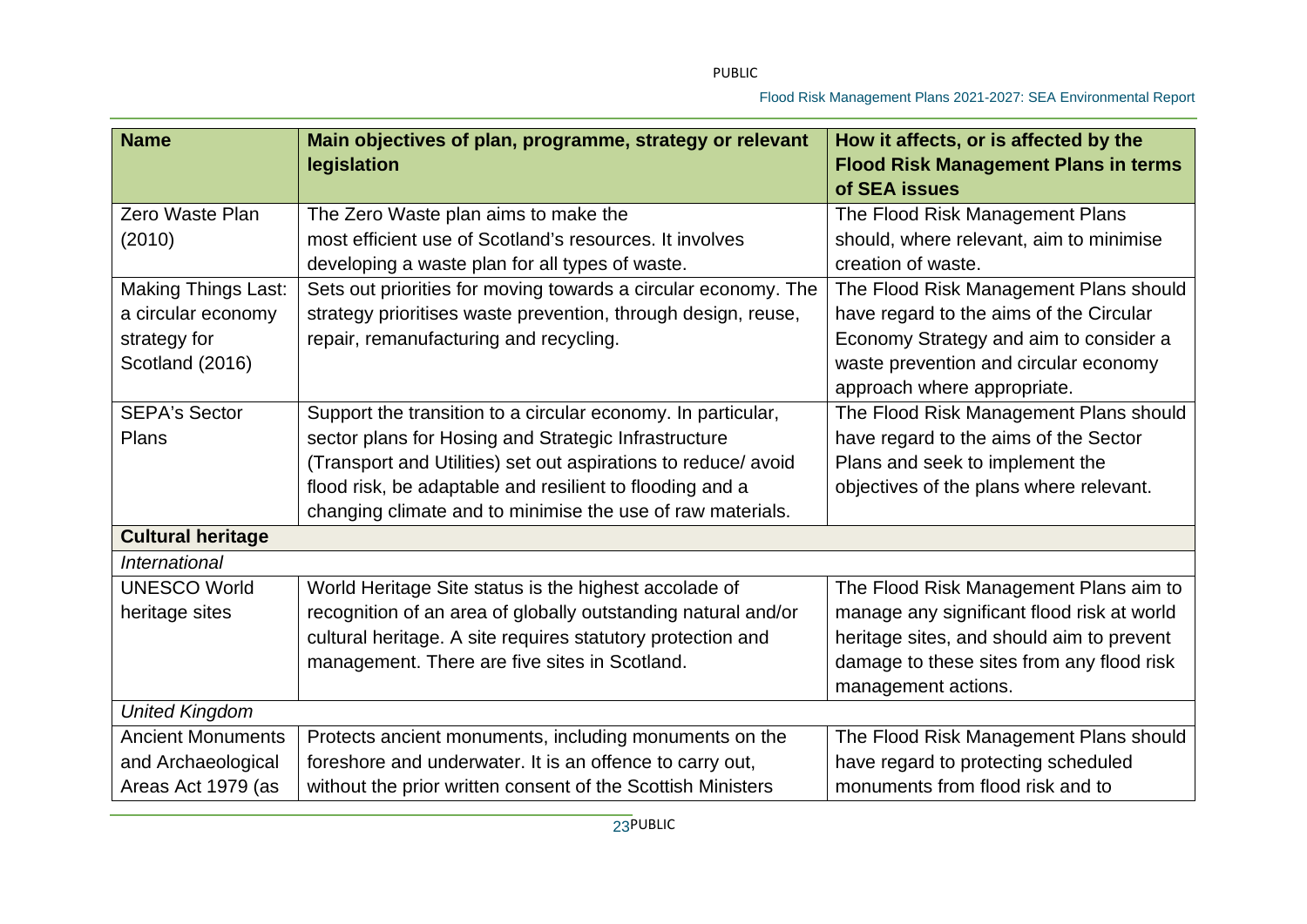| Name | Main objectives of plan, programme, strategy or relevant legislation | How it affects, or is affected by the Flood Risk Management Plans in terms of SEA issues |
|---|---|---|
| Zero Waste Plan (2010) | The Zero Waste plan aims to make the most efficient use of Scotland's resources. It involves developing a waste plan for all types of waste. | The Flood Risk Management Plans should, where relevant, aim to minimise creation of waste. |
| Making Things Last: a circular economy strategy for Scotland (2016) | Sets out priorities for moving towards a circular economy. The strategy prioritises waste prevention, through design, reuse, repair, remanufacturing and recycling. | The Flood Risk Management Plans should have regard to the aims of the Circular Economy Strategy and aim to consider a waste prevention and circular economy approach where appropriate. |
| SEPA's Sector Plans | Support the transition to a circular economy. In particular, sector plans for Hosing and Strategic Infrastructure (Transport and Utilities) set out aspirations to reduce/ avoid flood risk, be adaptable and resilient to flooding and a changing climate and to minimise the use of raw materials. | The Flood Risk Management Plans should have regard to the aims of the Sector Plans and seek to implement the objectives of the plans where relevant. |
| **Cultural heritage** | | |
| *International* | | |
| UNESCO World heritage sites | World Heritage Site status is the highest accolade of recognition of an area of globally outstanding natural and/or cultural heritage. A site requires statutory protection and management. There are five sites in Scotland. | The Flood Risk Management Plans aim to manage any significant flood risk at world heritage sites, and should aim to prevent damage to these sites from any flood risk management actions. |
| *United Kingdom* | | |
| Ancient Monuments and Archaeological Areas Act 1979 (as | Protects ancient monuments, including monuments on the foreshore and underwater. It is an offence to carry out, without the prior written consent of the Scottish Ministers | The Flood Risk Management Plans should have regard to protecting scheduled monuments from flood risk and to |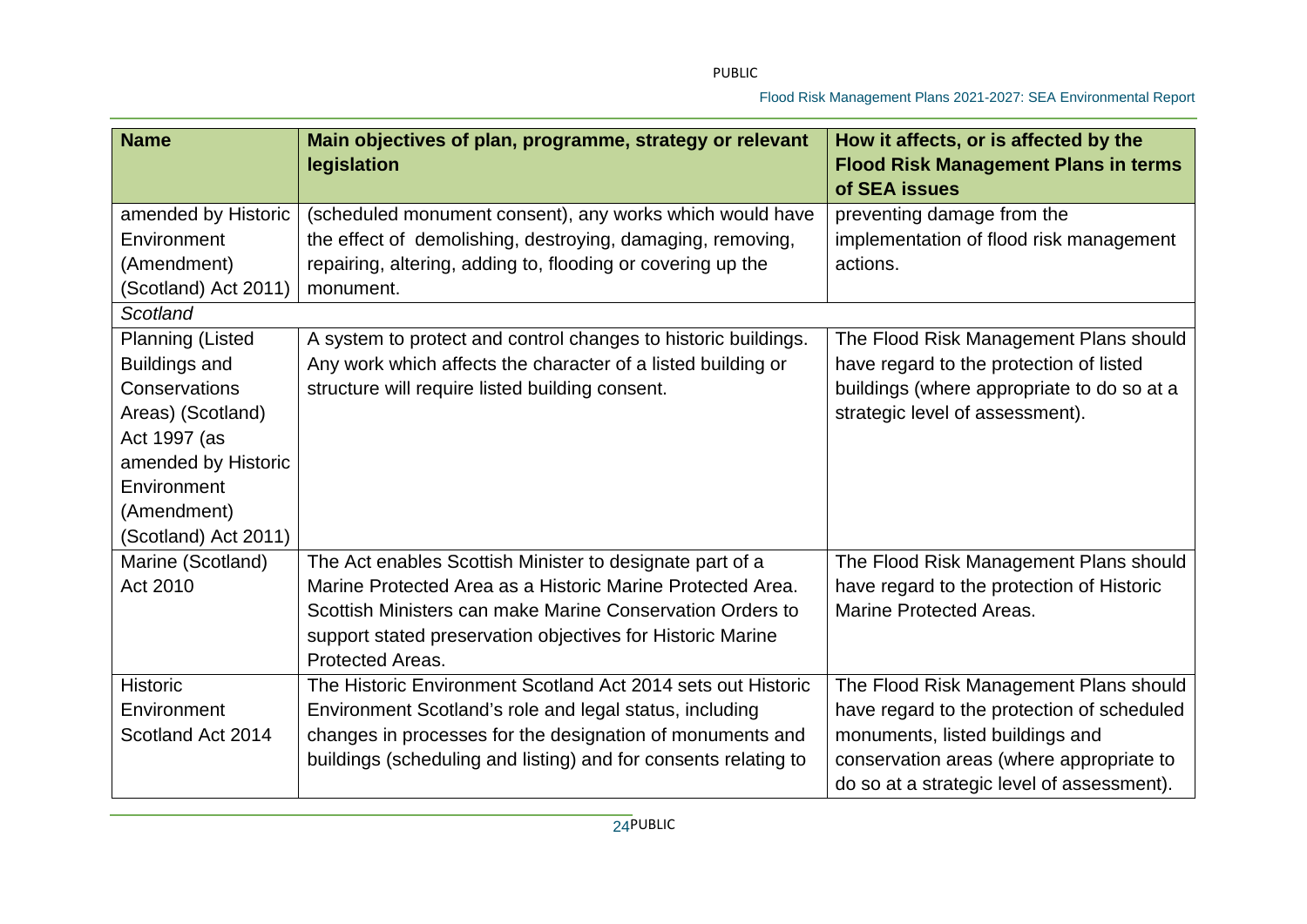| Name | Main objectives of plan, programme, strategy or relevant legislation | How it affects, or is affected by the Flood Risk Management Plans in terms of SEA issues |
|---|---|---|
| amended by Historic Environment (Amendment) (Scotland) Act 2011) | (scheduled monument consent), any works which would have the effect of demolishing, destroying, damaging, removing, repairing, altering, adding to, flooding or covering up the monument. | preventing damage from the implementation of flood risk management actions. |
| *Scotland* | | |
| Planning (Listed Buildings and Conservations Areas) (Scotland) Act 1997 (as amended by Historic Environment (Amendment) (Scotland) Act 2011) | A system to protect and control changes to historic buildings. Any work which affects the character of a listed building or structure will require listed building consent. | The Flood Risk Management Plans should have regard to the protection of listed buildings (where appropriate to do so at a strategic level of assessment). |
| Marine (Scotland) Act 2010 | The Act enables Scottish Minister to designate part of a Marine Protected Area as a Historic Marine Protected Area. Scottish Ministers can make Marine Conservation Orders to support stated preservation objectives for Historic Marine Protected Areas. | The Flood Risk Management Plans should have regard to the protection of Historic Marine Protected Areas. |
| Historic Environment Scotland Act 2014 | The Historic Environment Scotland Act 2014 sets out Historic Environment Scotland's role and legal status, including changes in processes for the designation of monuments and buildings (scheduling and listing) and for consents relating to | The Flood Risk Management Plans should have regard to the protection of scheduled monuments, listed buildings and conservation areas (where appropriate to do so at a strategic level of assessment). |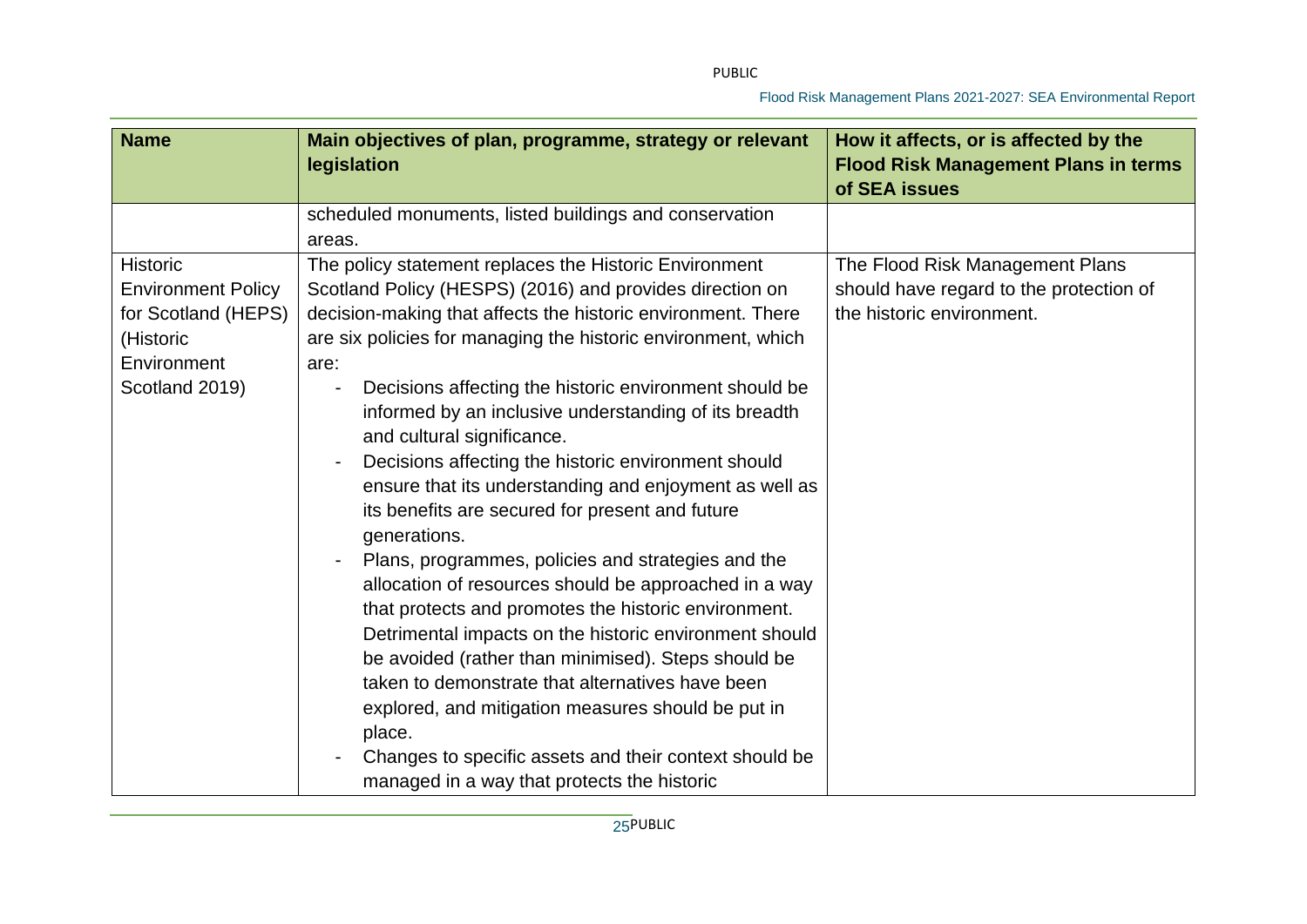| Name | Main objectives of plan, programme, strategy or relevant legislation | How it affects, or is affected by the Flood Risk Management Plans in terms of SEA issues |
|---|---|---|
| | scheduled monuments, listed buildings and conservation areas. | |
| Historic Environment Policy for Scotland (HEPS) (Historic Environment Scotland 2019) | The policy statement replaces the Historic Environment Scotland Policy (HESPS) (2016) and provides direction on decision-making that affects the historic environment. There are six policies for managing the historic environment, which are:<br>- Decisions affecting the historic environment should be informed by an inclusive understanding of its breadth and cultural significance.<br>- Decisions affecting the historic environment should ensure that its understanding and enjoyment as well as its benefits are secured for present and future generations.<br>- Plans, programmes, policies and strategies and the allocation of resources should be approached in a way that protects and promotes the historic environment. Detrimental impacts on the historic environment should be avoided (rather than minimised). Steps should be taken to demonstrate that alternatives have been explored, and mitigation measures should be put in place.<br>- Changes to specific assets and their context should be managed in a way that protects the historic | The Flood Risk Management Plans should have regard to the protection of the historic environment. |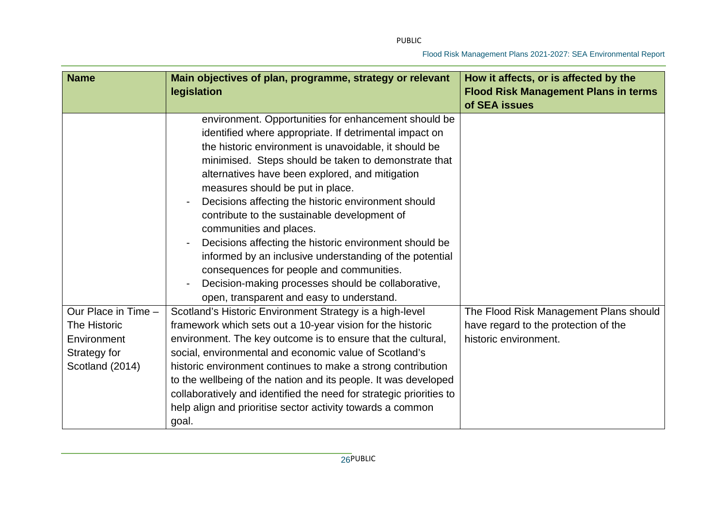| Name | Main objectives of plan, programme, strategy or relevant legislation | How it affects, or is affected by the Flood Risk Management Plans in terms of SEA issues |
|---|---|---|
| | environment. Opportunities for enhancement should be identified where appropriate. If detrimental impact on the historic environment is unavoidable, it should be minimised. Steps should be taken to demonstrate that alternatives have been explored, and mitigation measures should be put in place.<br>- Decisions affecting the historic environment should contribute to the sustainable development of communities and places.<br>- Decisions affecting the historic environment should be informed by an inclusive understanding of the potential consequences for people and communities.<br>- Decision-making processes should be collaborative, open, transparent and easy to understand. | |
| Our Place in Time – The Historic Environment Strategy for Scotland (2014) | Scotland's Historic Environment Strategy is a high-level framework which sets out a 10-year vision for the historic environment. The key outcome is to ensure that the cultural, social, environmental and economic value of Scotland's historic environment continues to make a strong contribution to the wellbeing of the nation and its people. It was developed collaboratively and identified the need for strategic priorities to help align and prioritise sector activity towards a common goal. | The Flood Risk Management Plans should have regard to the protection of the historic environment. |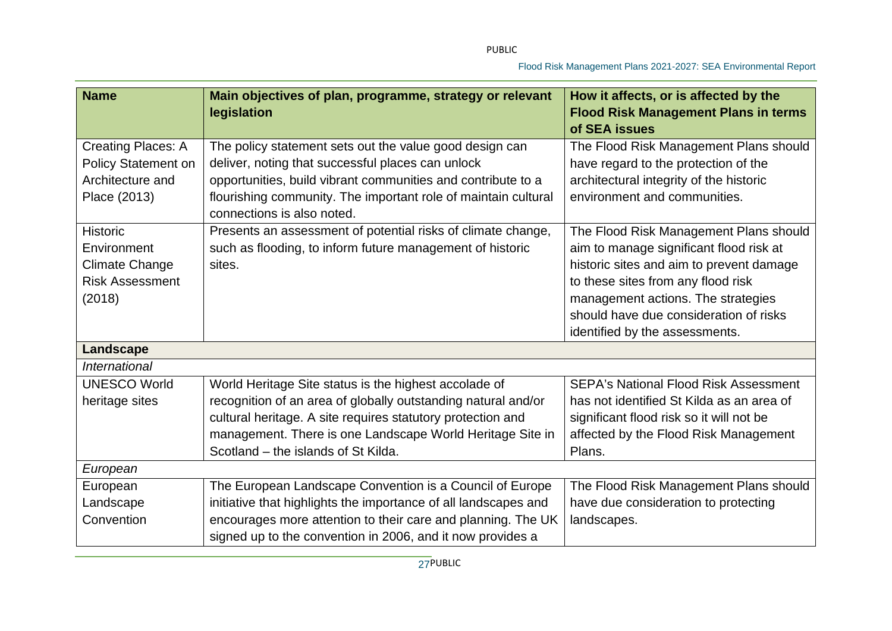| Name | Main objectives of plan, programme, strategy or relevant legislation | How it affects, or is affected by the Flood Risk Management Plans in terms of SEA issues |
|---|---|---|
| Creating Places: A Policy Statement on Architecture and Place (2013) | The policy statement sets out the value good design can deliver, noting that successful places can unlock opportunities, build vibrant communities and contribute to a flourishing community. The important role of maintain cultural connections is also noted. | The Flood Risk Management Plans should have regard to the protection of the architectural integrity of the historic environment and communities. |
| Historic Environment Climate Change Risk Assessment (2018) | Presents an assessment of potential risks of climate change, such as flooding, to inform future management of historic sites. | The Flood Risk Management Plans should aim to manage significant flood risk at historic sites and aim to prevent damage to these sites from any flood risk management actions. The strategies should have due consideration of risks identified by the assessments. |
| **Landscape** | | |
| *International* | | |
| UNESCO World heritage sites | World Heritage Site status is the highest accolade of recognition of an area of globally outstanding natural and/or cultural heritage. A site requires statutory protection and management. There is one Landscape World Heritage Site in Scotland – the islands of St Kilda. | SEPA's National Flood Risk Assessment has not identified St Kilda as an area of significant flood risk so it will not be affected by the Flood Risk Management Plans. |
| *European* | | |
| European Landscape Convention | The European Landscape Convention is a Council of Europe initiative that highlights the importance of all landscapes and encourages more attention to their care and planning. The UK signed up to the convention in 2006, and it now provides a | The Flood Risk Management Plans should have due consideration to protecting landscapes. |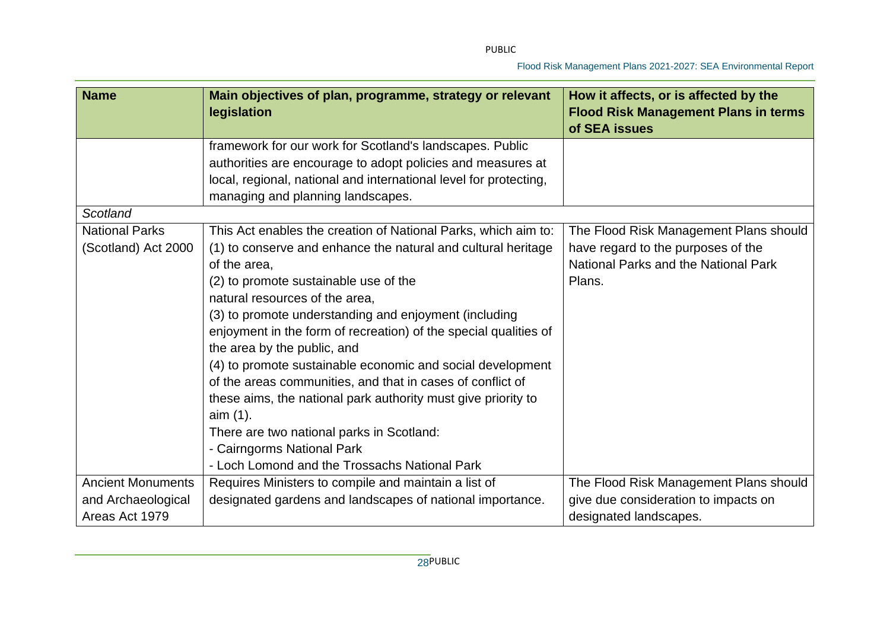| Name | Main objectives of plan, programme, strategy or relevant legislation | How it affects, or is affected by the Flood Risk Management Plans in terms of SEA issues |
| --- | --- | --- |
| | framework for our work for Scotland's landscapes. Public authorities are encourage to adopt policies and measures at local, regional, national and international level for protecting, managing and planning landscapes. | |
| *Scotland* | | |
| National Parks (Scotland) Act 2000 | This Act enables the creation of National Parks, which aim to: (1) to conserve and enhance the natural and cultural heritage of the area, (2) to promote sustainable use of the natural resources of the area, (3) to promote understanding and enjoyment (including enjoyment in the form of recreation) of the special qualities of the area by the public, and (4) to promote sustainable economic and social development of the areas communities, and that in cases of conflict of these aims, the national park authority must give priority to aim (1). There are two national parks in Scotland: - Cairngorms National Park - Loch Lomond and the Trossachs National Park | The Flood Risk Management Plans should have regard to the purposes of the National Parks and the National Park Plans. |
| Ancient Monuments and Archaeological Areas Act 1979 | Requires Ministers to compile and maintain a list of designated gardens and landscapes of national importance. | The Flood Risk Management Plans should give due consideration to impacts on designated landscapes. |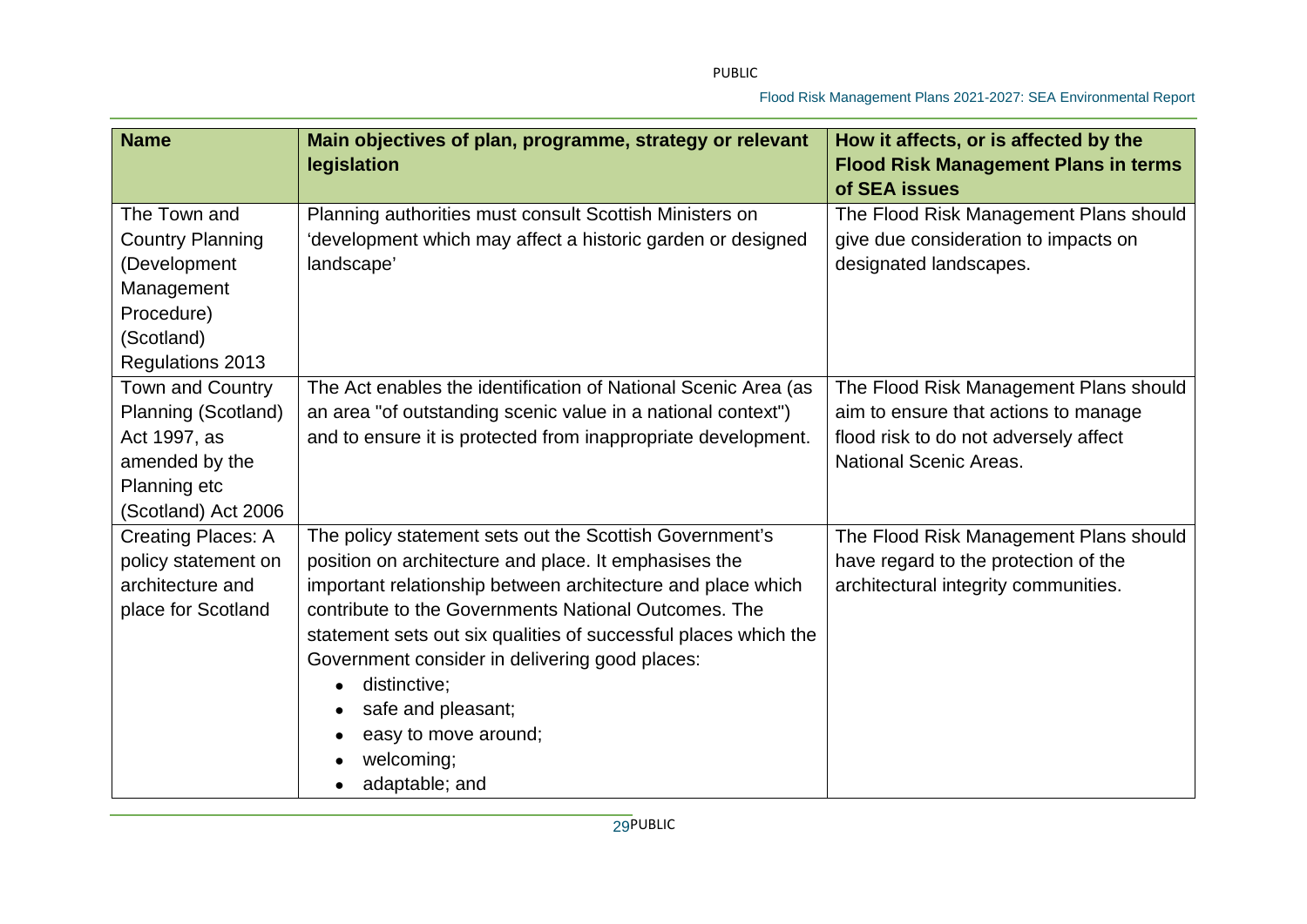| Name | Main objectives of plan, programme, strategy or relevant legislation | How it affects, or is affected by the Flood Risk Management Plans in terms of SEA issues |
|---|---|---|
| The Town and Country Planning (Development Management Procedure) (Scotland) Regulations 2013 | Planning authorities must consult Scottish Ministers on 'development which may affect a historic garden or designed landscape' | The Flood Risk Management Plans should give due consideration to impacts on designated landscapes. |
| Town and Country Planning (Scotland) Act 1997, as amended by the Planning etc (Scotland) Act 2006 | The Act enables the identification of National Scenic Area (as an area "of outstanding scenic value in a national context") and to ensure it is protected from inappropriate development. | The Flood Risk Management Plans should aim to ensure that actions to manage flood risk to do not adversely affect National Scenic Areas. |
| Creating Places: A policy statement on architecture and place for Scotland | The policy statement sets out the Scottish Government's position on architecture and place. It emphasises the important relationship between architecture and place which contribute to the Governments National Outcomes. The statement sets out six qualities of successful places which the Government consider in delivering good places:<br>• distinctive;<br>• safe and pleasant;<br>• easy to move around;<br>• welcoming;<br>• adaptable; and | The Flood Risk Management Plans should have regard to the protection of the architectural integrity communities. |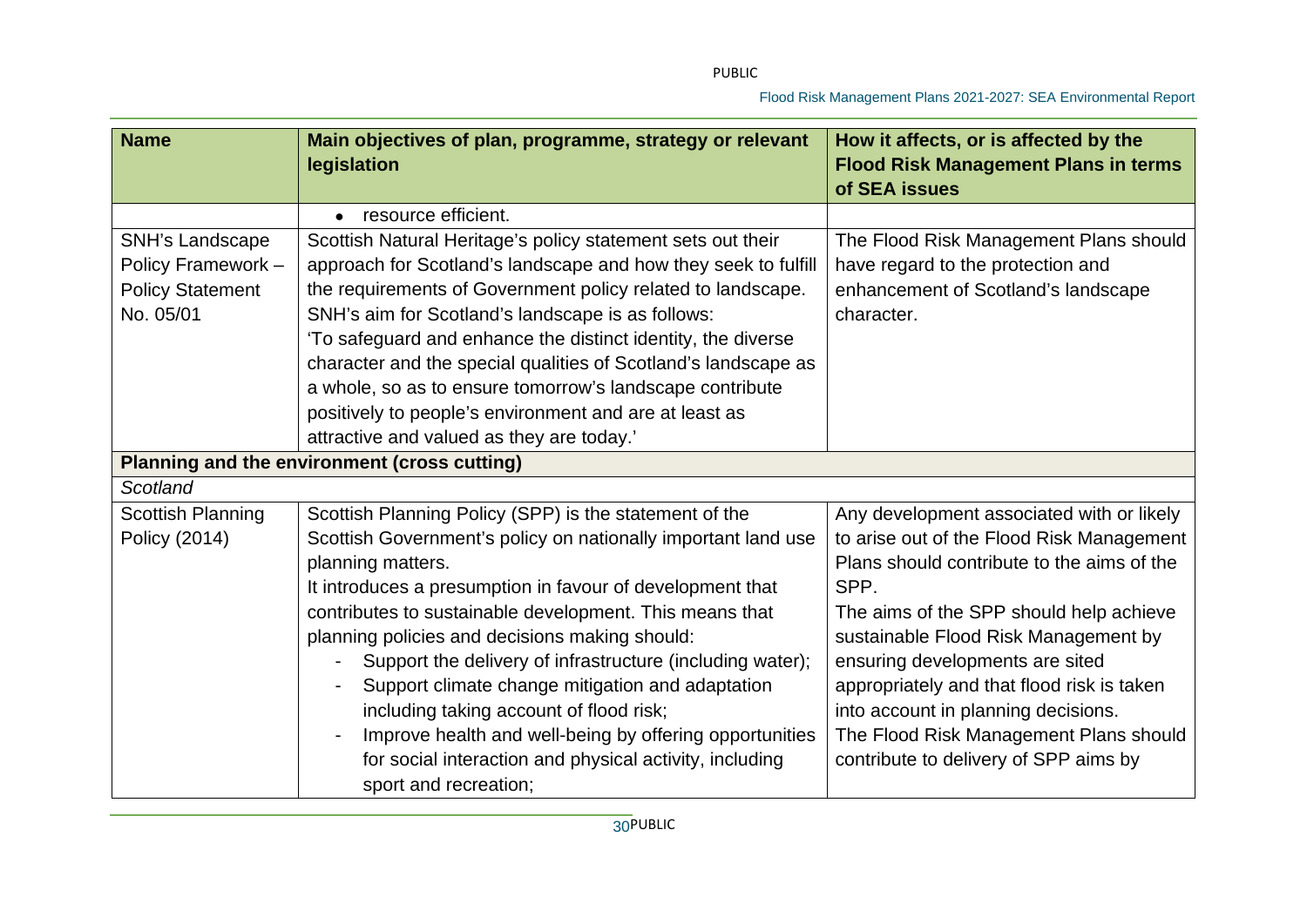| Name | Main objectives of plan, programme, strategy or relevant legislation | How it affects, or is affected by the Flood Risk Management Plans in terms of SEA issues |
|---|---|---|
| | • resource efficient. | |
| SNH's Landscape Policy Framework – Policy Statement No. 05/01 | Scottish Natural Heritage's policy statement sets out their approach for Scotland's landscape and how they seek to fulfill the requirements of Government policy related to landscape. SNH's aim for Scotland's landscape is as follows: 'To safeguard and enhance the distinct identity, the diverse character and the special qualities of Scotland's landscape as a whole, so as to ensure tomorrow's landscape contribute positively to people's environment and are at least as attractive and valued as they are today.' | The Flood Risk Management Plans should have regard to the protection and enhancement of Scotland's landscape character. |
| **Planning and the environment (cross cutting)** | | |
| *Scotland* | | |
| Scottish Planning Policy (2014) | Scottish Planning Policy (SPP) is the statement of the Scottish Government's policy on nationally important land use planning matters.<br>It introduces a presumption in favour of development that contributes to sustainable development. This means that planning policies and decisions making should:<br>- Support the delivery of infrastructure (including water);<br>- Support climate change mitigation and adaptation including taking account of flood risk;<br>- Improve health and well-being by offering opportunities for social interaction and physical activity, including sport and recreation; | Any development associated with or likely to arise out of the Flood Risk Management Plans should contribute to the aims of the SPP.<br>The aims of the SPP should help achieve sustainable Flood Risk Management by ensuring developments are sited appropriately and that flood risk is taken into account in planning decisions.<br>The Flood Risk Management Plans should contribute to delivery of SPP aims by |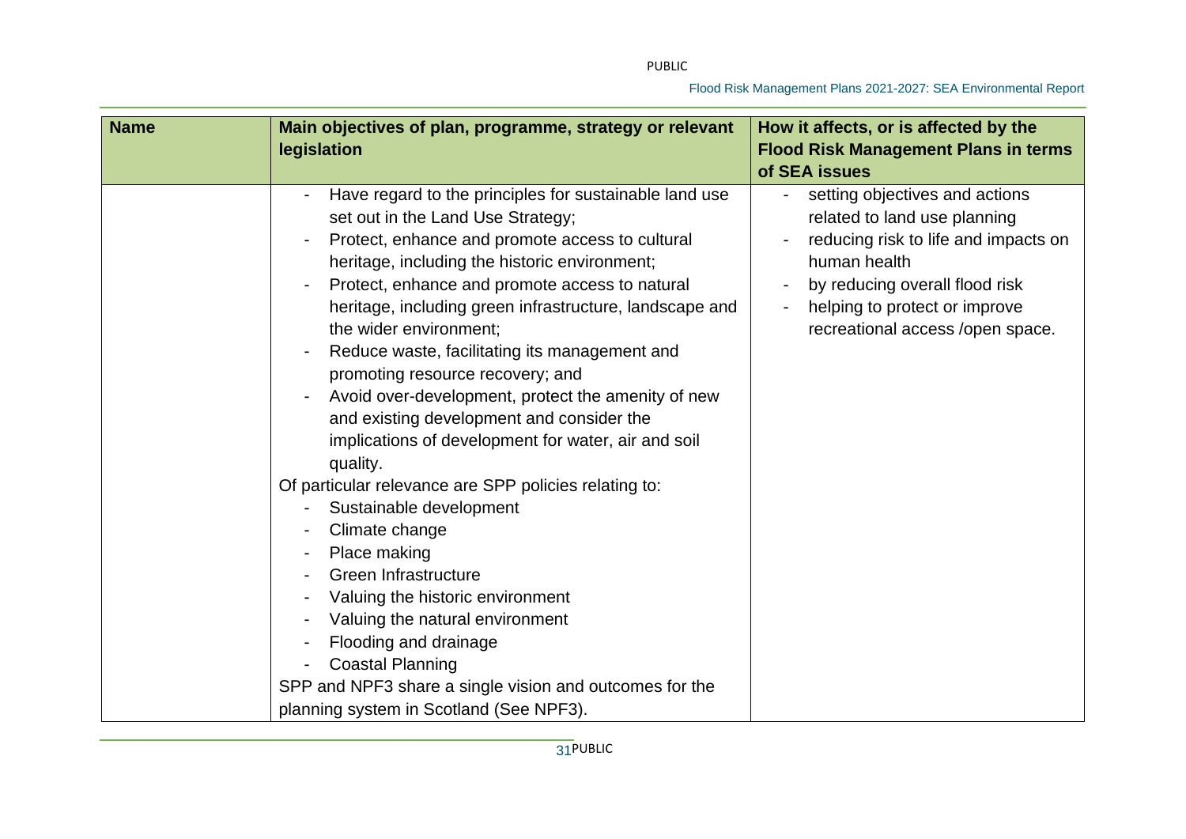| Name | Main objectives of plan, programme, strategy or relevant legislation | How it affects, or is affected by the Flood Risk Management Plans in terms of SEA issues |
|---|---|---|
| | - Have regard to the principles for sustainable land use set out in the Land Use Strategy;<br>- Protect, enhance and promote access to cultural heritage, including the historic environment;<br>- Protect, enhance and promote access to natural heritage, including green infrastructure, landscape and the wider environment;<br>- Reduce waste, facilitating its management and promoting resource recovery; and<br>- Avoid over-development, protect the amenity of new and existing development and consider the implications of development for water, air and soil quality.<br>Of particular relevance are SPP policies relating to:<br>- Sustainable development<br>- Climate change<br>- Place making<br>- Green Infrastructure<br>- Valuing the historic environment<br>- Valuing the natural environment<br>- Flooding and drainage<br>- Coastal Planning<br>SPP and NPF3 share a single vision and outcomes for the planning system in Scotland (See NPF3). | - setting objectives and actions related to land use planning<br>- reducing risk to life and impacts on human health<br>- by reducing overall flood risk<br>- helping to protect or improve recreational access /open space. |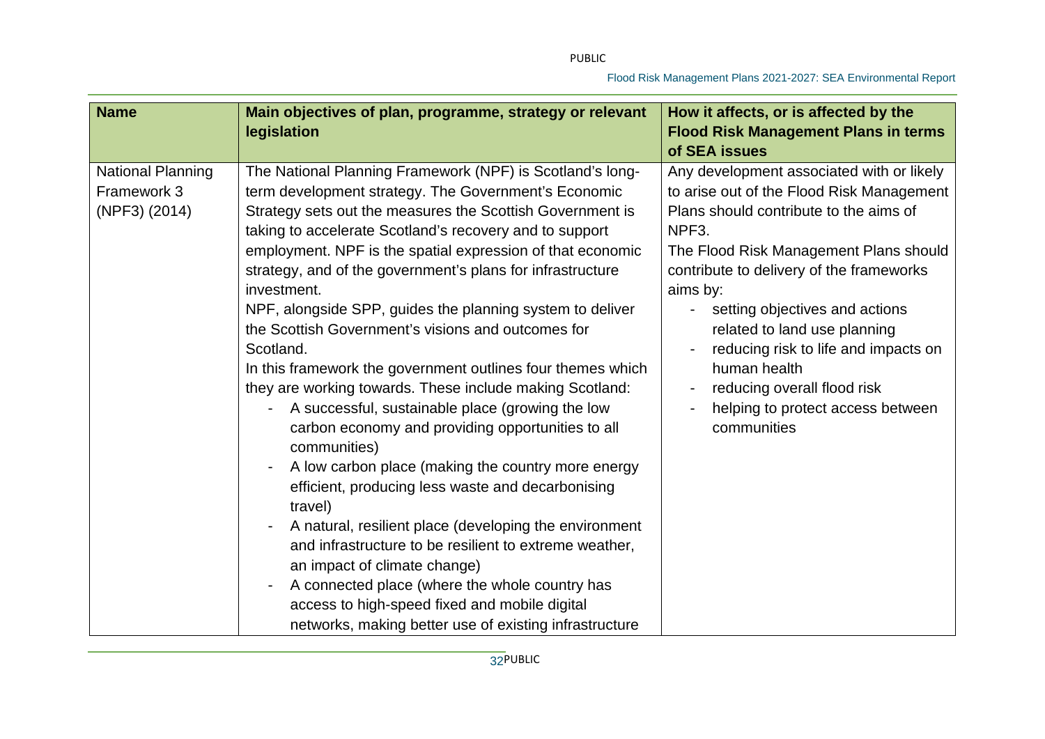| Name | Main objectives of plan, programme, strategy or relevant legislation | How it affects, or is affected by the Flood Risk Management Plans in terms of SEA issues |
| --- | --- | --- |
| National Planning Framework 3 (NPF3) (2014) | The National Planning Framework (NPF) is Scotland's long-term development strategy. The Government's Economic Strategy sets out the measures the Scottish Government is taking to accelerate Scotland's recovery and to support employment. NPF is the spatial expression of that economic strategy, and of the government's plans for infrastructure investment.<br>NPF, alongside SPP, guides the planning system to deliver the Scottish Government's visions and outcomes for Scotland.<br>In this framework the government outlines four themes which they are working towards. These include making Scotland:<br>- A successful, sustainable place (growing the low carbon economy and providing opportunities to all communities)<br>- A low carbon place (making the country more energy efficient, producing less waste and decarbonising travel)<br>- A natural, resilient place (developing the environment and infrastructure to be resilient to extreme weather, an impact of climate change)<br>- A connected place (where the whole country has access to high-speed fixed and mobile digital networks, making better use of existing infrastructure | Any development associated with or likely to arise out of the Flood Risk Management Plans should contribute to the aims of NPF3.<br>The Flood Risk Management Plans should contribute to delivery of the frameworks aims by:<br>- setting objectives and actions related to land use planning<br>- reducing risk to life and impacts on human health<br>- reducing overall flood risk<br>- helping to protect access between communities |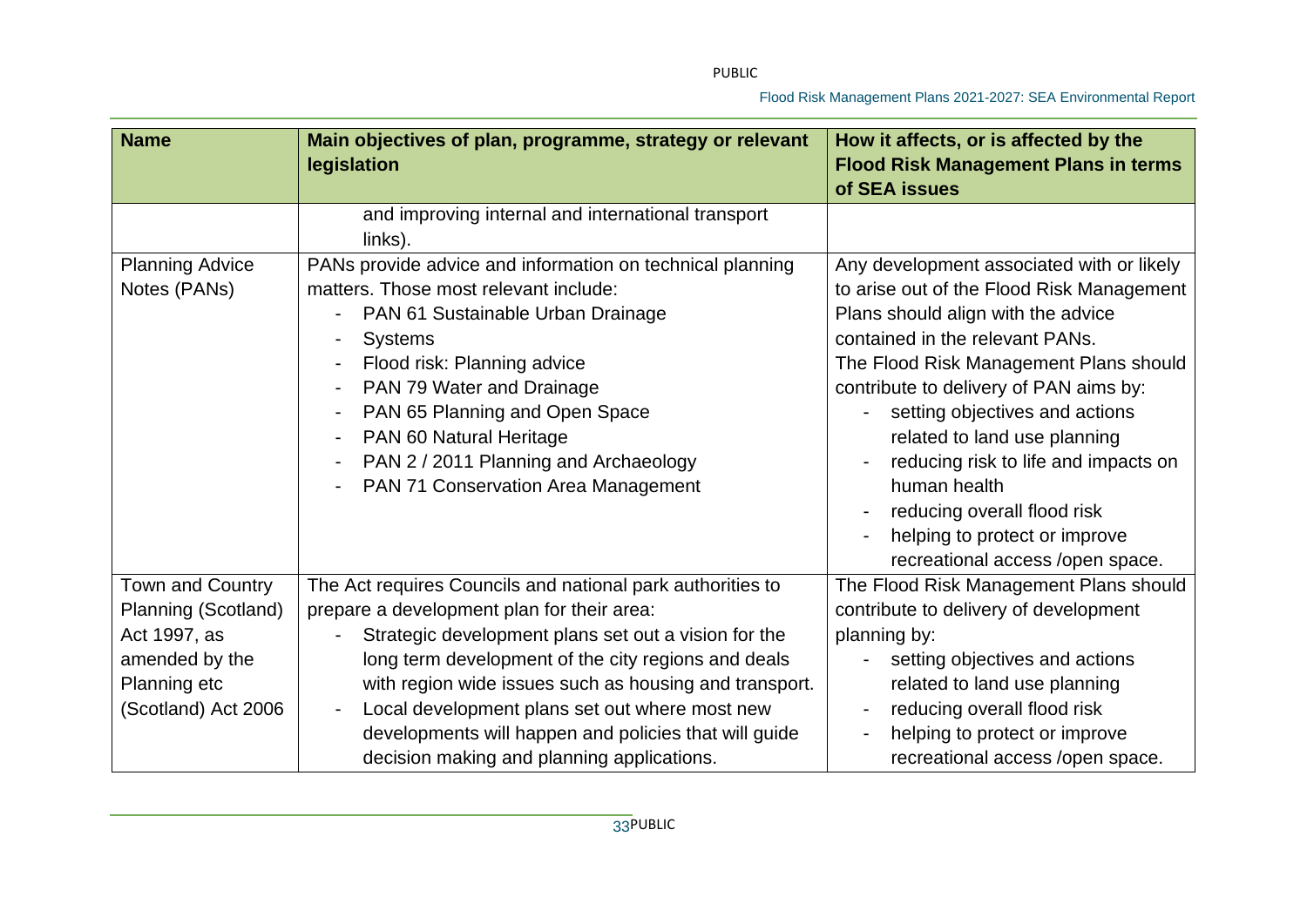| Name | Main objectives of plan, programme, strategy or relevant legislation | How it affects, or is affected by the Flood Risk Management Plans in terms of SEA issues |
|---|---|---|
| | and improving internal and international transport links). | |
| Planning Advice Notes (PANs) | PANs provide advice and information on technical planning matters. Those most relevant include:<br>- PAN 61 Sustainable Urban Drainage<br>- Systems<br>- Flood risk: Planning advice<br>- PAN 79 Water and Drainage<br>- PAN 65 Planning and Open Space<br>- PAN 60 Natural Heritage<br>- PAN 2 / 2011 Planning and Archaeology<br>- PAN 71 Conservation Area Management | Any development associated with or likely to arise out of the Flood Risk Management Plans should align with the advice contained in the relevant PANs.<br>The Flood Risk Management Plans should contribute to delivery of PAN aims by:<br>- setting objectives and actions related to land use planning<br>- reducing risk to life and impacts on human health<br>- reducing overall flood risk<br>- helping to protect or improve recreational access /open space. |
| Town and Country Planning (Scotland) Act 1997, as amended by the Planning etc (Scotland) Act 2006 | The Act requires Councils and national park authorities to prepare a development plan for their area:<br>- Strategic development plans set out a vision for the long term development of the city regions and deals with region wide issues such as housing and transport.<br>- Local development plans set out where most new developments will happen and policies that will guide decision making and planning applications. | The Flood Risk Management Plans should contribute to delivery of development planning by:<br>- setting objectives and actions related to land use planning<br>- reducing overall flood risk<br>- helping to protect or improve recreational access /open space. |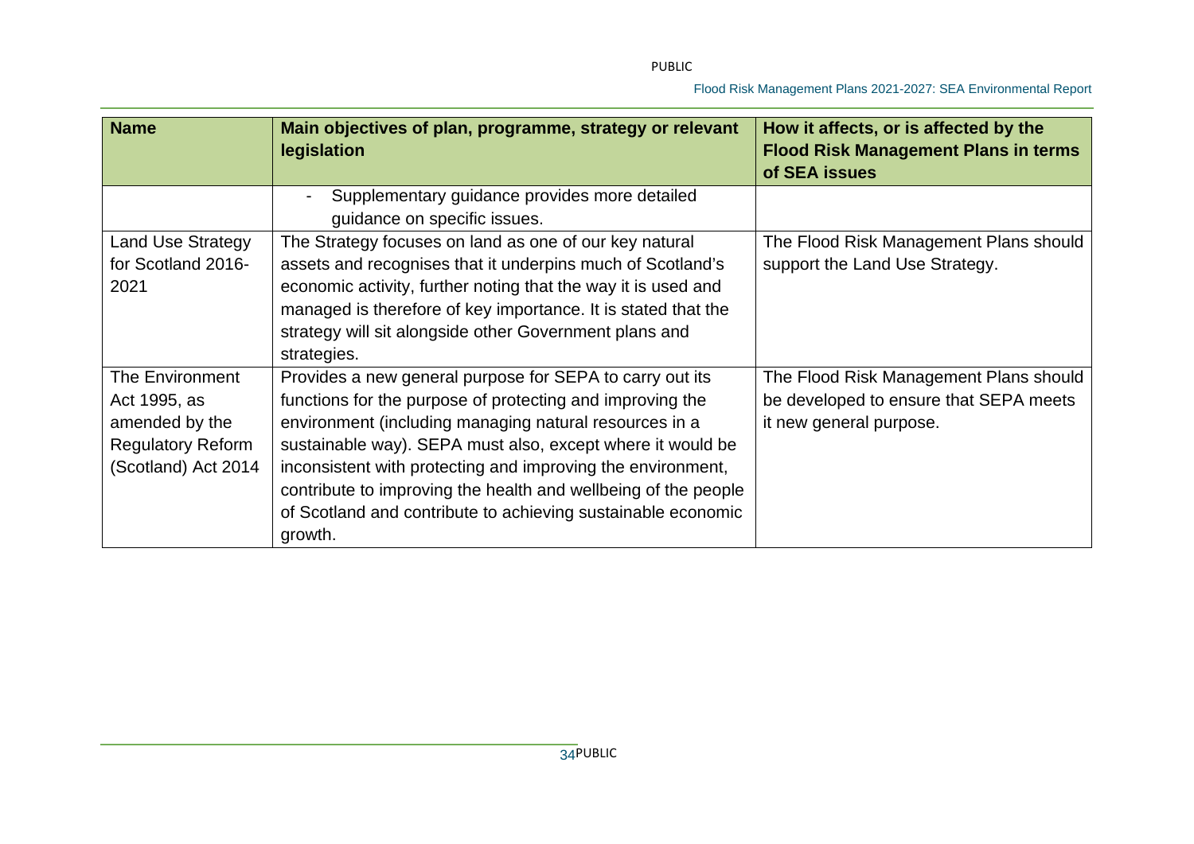| Name | Main objectives of plan, programme, strategy or relevant legislation | How it affects, or is affected by the Flood Risk Management Plans in terms of SEA issues |
|---|---|---|
| | - Supplementary guidance provides more detailed guidance on specific issues. | |
| Land Use Strategy for Scotland 2016-2021 | The Strategy focuses on land as one of our key natural assets and recognises that it underpins much of Scotland's economic activity, further noting that the way it is used and managed is therefore of key importance. It is stated that the strategy will sit alongside other Government plans and strategies. | The Flood Risk Management Plans should support the Land Use Strategy. |
| The Environment Act 1995, as amended by the Regulatory Reform (Scotland) Act 2014 | Provides a new general purpose for SEPA to carry out its functions for the purpose of protecting and improving the environment (including managing natural resources in a sustainable way). SEPA must also, except where it would be inconsistent with protecting and improving the environment, contribute to improving the health and wellbeing of the people of Scotland and contribute to achieving sustainable economic growth. | The Flood Risk Management Plans should be developed to ensure that SEPA meets it new general purpose. |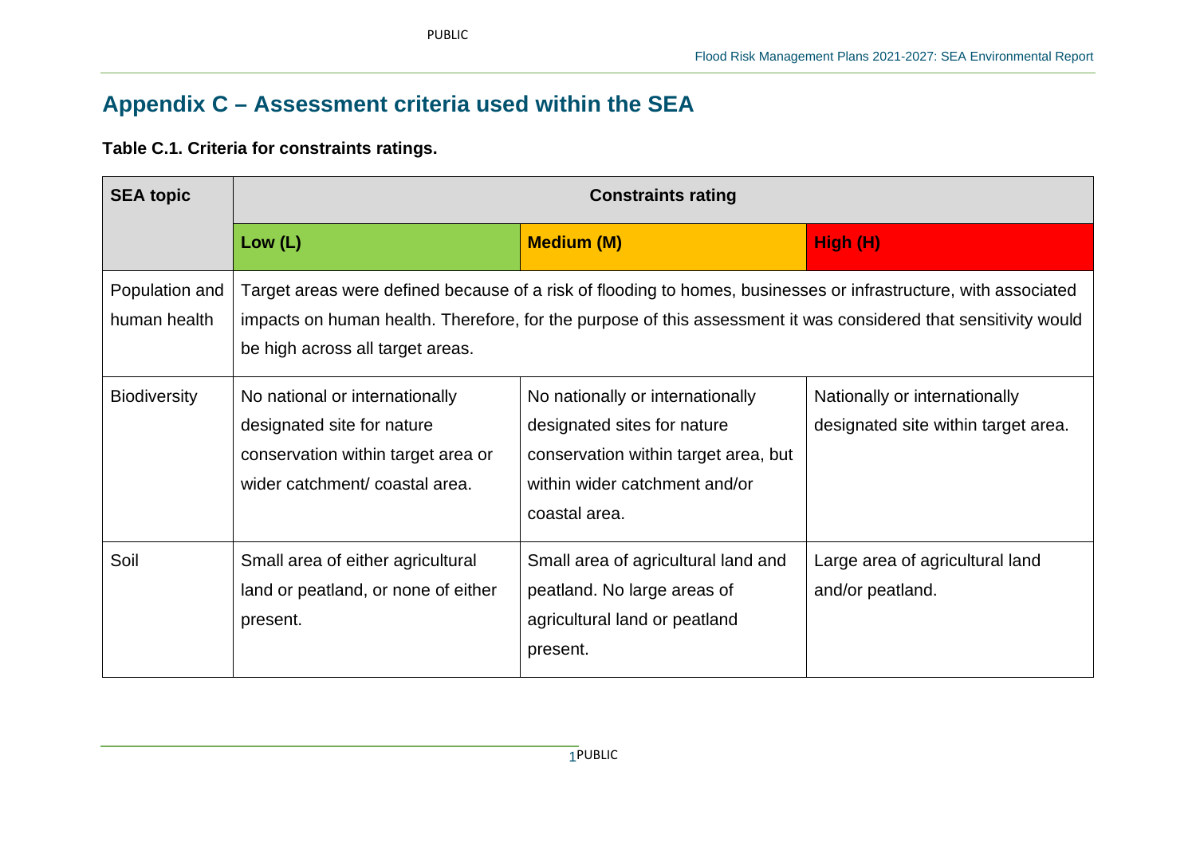## Appendix C – Assessment criteria used within the SEA

**Table C.1. Criteria for constraints ratings.**

| SEA topic | Constraints rating | | |
|---|---|---|---|
| | **Low (L)** | **Medium (M)** | **High (H)** |
| Population and human health | Target areas were defined because of a risk of flooding to homes, businesses or infrastructure, with associated impacts on human health. Therefore, for the purpose of this assessment it was considered that sensitivity would be high across all target areas. | | |
| Biodiversity | No national or internationally designated site for nature conservation within target area or wider catchment/ coastal area. | No nationally or internationally designated sites for nature conservation within target area, but within wider catchment and/or coastal area. | Nationally or internationally designated site within target area. |
| Soil | Small area of either agricultural land or peatland, or none of either present. | Small area of agricultural land and peatland. No large areas of agricultural land or peatland present. | Large area of agricultural land and/or peatland. |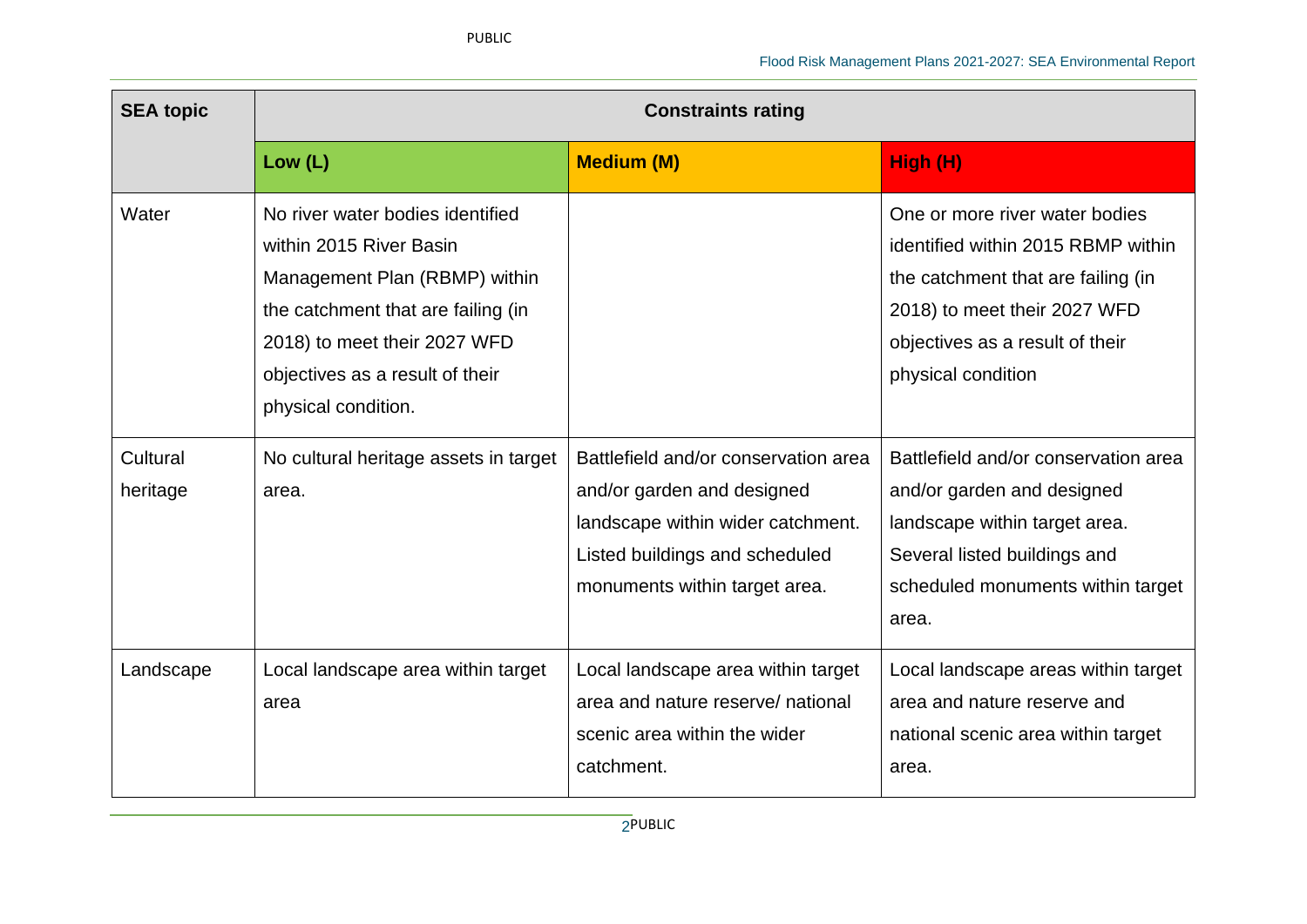| SEA topic | Constraints rating | | |
|---|---|---|---|
| | **Low (L)** | **Medium (M)** | **High (H)** |
| Water | No river water bodies identified within 2015 River Basin Management Plan (RBMP) within the catchment that are failing (in 2018) to meet their 2027 WFD objectives as a result of their physical condition. | | One or more river water bodies identified within 2015 RBMP within the catchment that are failing (in 2018) to meet their 2027 WFD objectives as a result of their physical condition |
| Cultural heritage | No cultural heritage assets in target area. | Battlefield and/or conservation area and/or garden and designed landscape within wider catchment. Listed buildings and scheduled monuments within target area. | Battlefield and/or conservation area and/or garden and designed landscape within target area. Several listed buildings and scheduled monuments within target area. |
| Landscape | Local landscape area within target area | Local landscape area within target area and nature reserve/ national scenic area within the wider catchment. | Local landscape areas within target area and nature reserve and national scenic area within target area. |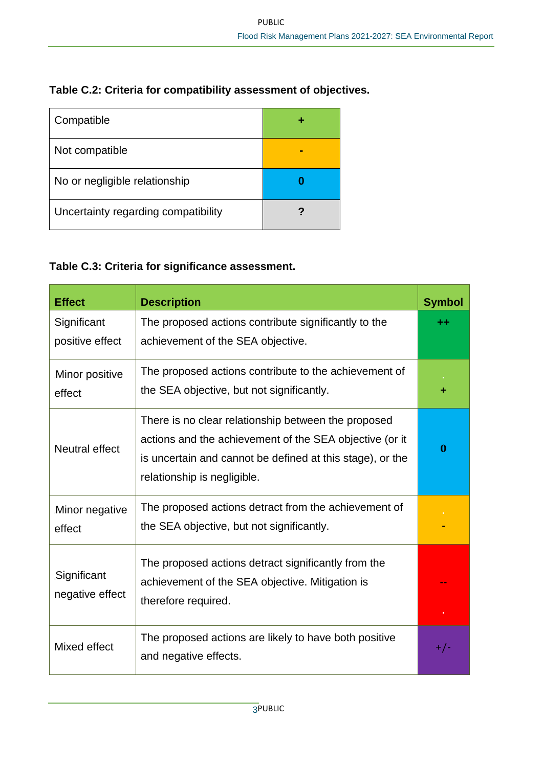**Table C.2: Criteria for compatibility assessment of objectives.**

| | |
|---|---|
| Compatible | + |
| Not compatible | - |
| No or negligible relationship | 0 |
| Uncertainty regarding compatibility | ? |

**Table C.3: Criteria for significance assessment.**

| Effect | Description | Symbol |
|---|---|---|
| Significant positive effect | The proposed actions contribute significantly to the achievement of the SEA objective. | ++ |
| Minor positive effect | The proposed actions contribute to the achievement of the SEA objective, but not significantly. | + |
| Neutral effect | There is no clear relationship between the proposed actions and the achievement of the SEA objective (or it is uncertain and cannot be defined at this stage), or the relationship is negligible. | 0 |
| Minor negative effect | The proposed actions detract from the achievement of the SEA objective, but not significantly. | - |
| Significant negative effect | The proposed actions detract significantly from the achievement of the SEA objective. Mitigation is therefore required. | -- |
| Mixed effect | The proposed actions are likely to have both positive and negative effects. | +/- |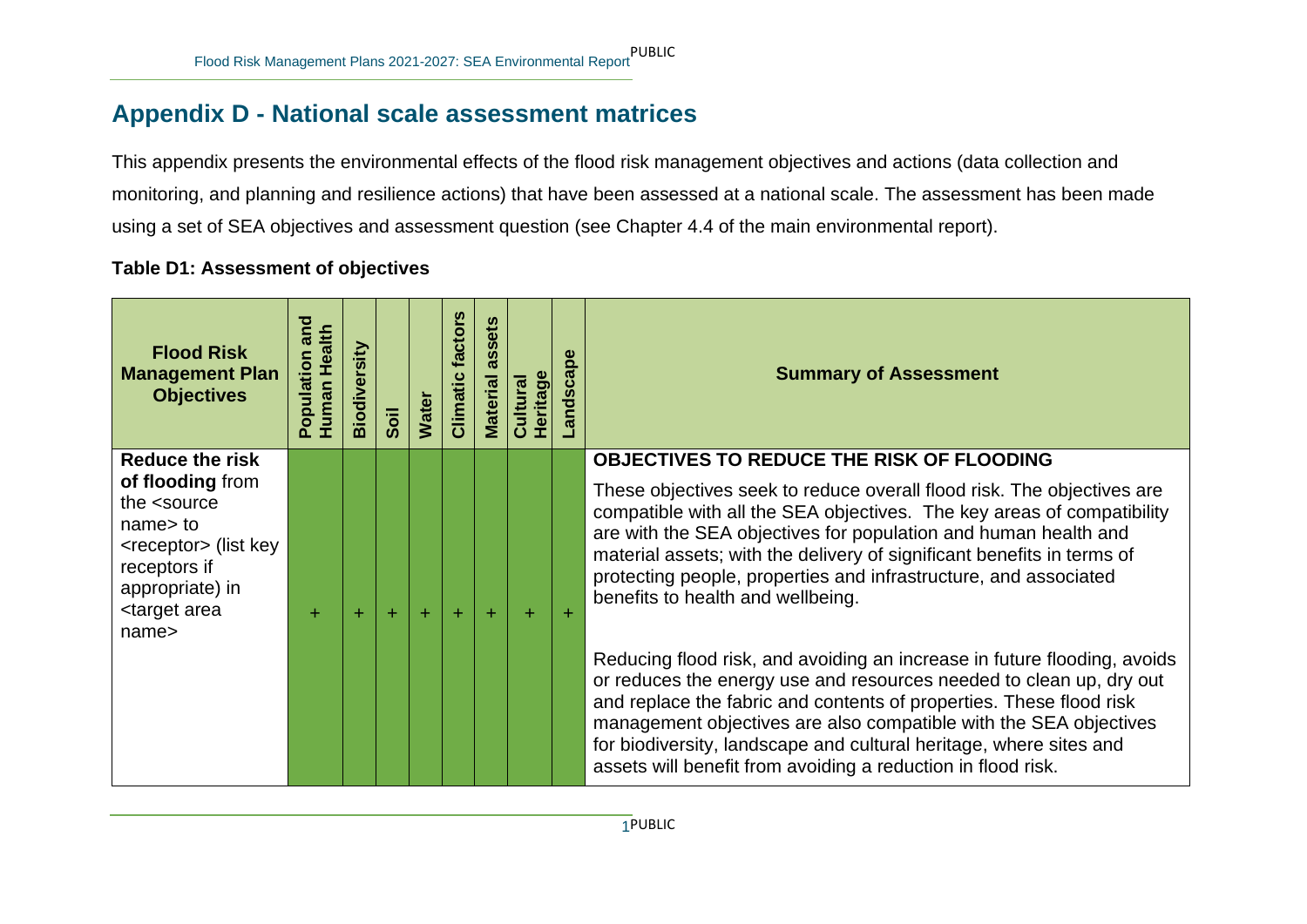## Appendix D - National scale assessment matrices

This appendix presents the environmental effects of the flood risk management objectives and actions (data collection and monitoring, and planning and resilience actions) that have been assessed at a national scale. The assessment has been made using a set of SEA objectives and assessment question (see Chapter 4.4 of the main environmental report).

**Table D1: Assessment of objectives**

| Flood Risk Management Plan Objectives | Population and Human Health | Biodiversity | Soil | Water | Climatic factors | Material assets | Cultural Heritage | Landscape | Summary of Assessment |
|---|---|---|---|---|---|---|---|---|---|
| **Reduce the risk of flooding** from the <source name> to <receptor> (list key receptors if appropriate) in <target area name> | + | + | + | + | + | + | + | + | **OBJECTIVES TO REDUCE THE RISK OF FLOODING**<br><br>These objectives seek to reduce overall flood risk. The objectives are compatible with all the SEA objectives. The key areas of compatibility are with the SEA objectives for population and human health and material assets; with the delivery of significant benefits in terms of protecting people, properties and infrastructure, and associated benefits to health and wellbeing.<br><br>Reducing flood risk, and avoiding an increase in future flooding, avoids or reduces the energy use and resources needed to clean up, dry out and replace the fabric and contents of properties. These flood risk management objectives are also compatible with the SEA objectives for biodiversity, landscape and cultural heritage, where sites and assets will benefit from avoiding a reduction in flood risk. |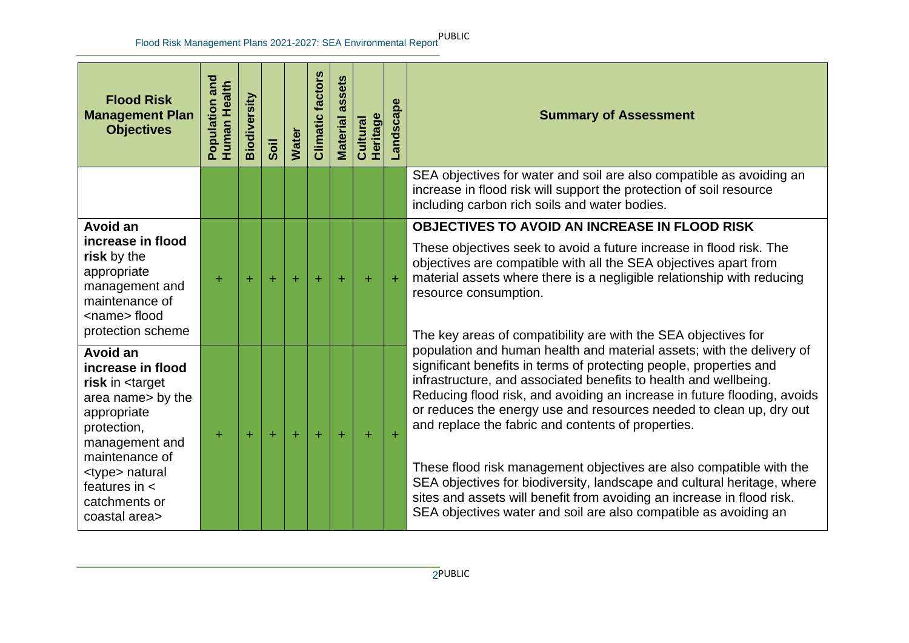| Flood Risk Management Plan Objectives | Population and Human Health | Biodiversity | Soil | Water | Climatic factors | Material assets | Cultural Heritage | Landscape | Summary of Assessment |
|---|---|---|---|---|---|---|---|---|---|
| | | | | | | | | | SEA objectives for water and soil are also compatible as avoiding an increase in flood risk will support the protection of soil resource including carbon rich soils and water bodies. |
| **Avoid an increase in flood risk** by the appropriate management and maintenance of <name> flood protection scheme | + | + | + | + | + | + | + | + | **OBJECTIVES TO AVOID AN INCREASE IN FLOOD RISK**<br><br>These objectives seek to avoid a future increase in flood risk. The objectives are compatible with all the SEA objectives apart from material assets where there is a negligible relationship with reducing resource consumption.<br><br>The key areas of compatibility are with the SEA objectives for population and human health and material assets; with the delivery of significant benefits in terms of protecting people, properties and infrastructure, and associated benefits to health and wellbeing. Reducing flood risk, and avoiding an increase in future flooding, avoids or reduces the energy use and resources needed to clean up, dry out and replace the fabric and contents of properties.<br><br>These flood risk management objectives are also compatible with the SEA objectives for biodiversity, landscape and cultural heritage, where sites and assets will benefit from avoiding an increase in flood risk. SEA objectives water and soil are also compatible as avoiding an |
| **Avoid an increase in flood risk** in <target area name> by the appropriate protection, management and maintenance of <type> natural features in < catchments or coastal area> | + | + | + | + | + | + | + | + | |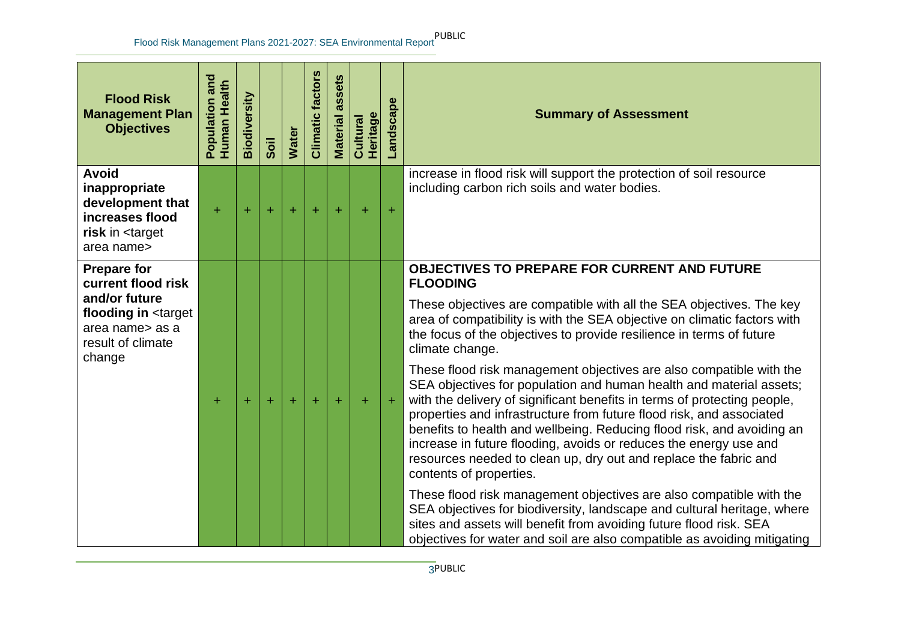| Flood Risk Management Plan Objectives | Population and Human Health | Biodiversity | Soil | Water | Climatic factors | Material assets | Cultural Heritage | Landscape | Summary of Assessment |
|---|---|---|---|---|---|---|---|---|---|
| **Avoid inappropriate development that increases flood risk** in <target area name> | + | + | + | + | + | + | + | + | increase in flood risk will support the protection of soil resource including carbon rich soils and water bodies. |
| **Prepare for current flood risk and/or future flooding in** <target area name> as a result of climate change | + | + | + | + | + | + | + | + | **OBJECTIVES TO PREPARE FOR CURRENT AND FUTURE FLOODING**<br><br>These objectives are compatible with all the SEA objectives. The key area of compatibility is with the SEA objective on climatic factors with the focus of the objectives to provide resilience in terms of future climate change.<br><br>These flood risk management objectives are also compatible with the SEA objectives for population and human health and material assets; with the delivery of significant benefits in terms of protecting people, properties and infrastructure from future flood risk, and associated benefits to health and wellbeing. Reducing flood risk, and avoiding an increase in future flooding, avoids or reduces the energy use and resources needed to clean up, dry out and replace the fabric and contents of properties.<br><br>These flood risk management objectives are also compatible with the SEA objectives for biodiversity, landscape and cultural heritage, where sites and assets will benefit from avoiding future flood risk. SEA objectives for water and soil are also compatible as avoiding mitigating |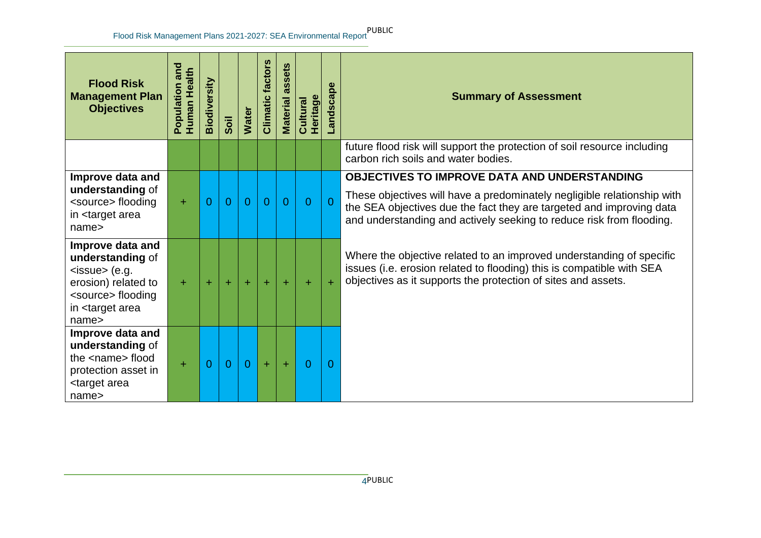| Flood Risk Management Plan Objectives | Population and Human Health | Biodiversity | Soil | Water | Climatic factors | Material assets | Cultural Heritage | Landscape | Summary of Assessment |
|---|---|---|---|---|---|---|---|---|---|
| | | | | | | | | | future flood risk will support the protection of soil resource including carbon rich soils and water bodies. |
| **Improve data and understanding** of <source> flooding in <target area name> | + | 0 | 0 | 0 | 0 | 0 | 0 | 0 | **OBJECTIVES TO IMPROVE DATA AND UNDERSTANDING**<br><br>These objectives will have a predominately negligible relationship with the SEA objectives due the fact they are targeted and improving data and understanding and actively seeking to reduce risk from flooding.<br><br>Where the objective related to an improved understanding of specific issues (i.e. erosion related to flooding) this is compatible with SEA objectives as it supports the protection of sites and assets. |
| **Improve data and understanding** of <issue> (e.g. erosion) related to <source> flooding in <target area name> | + | + | + | + | + | + | + | + | |
| **Improve data and understanding** of the <name> flood protection asset in <target area name> | + | 0 | 0 | 0 | + | + | 0 | 0 | |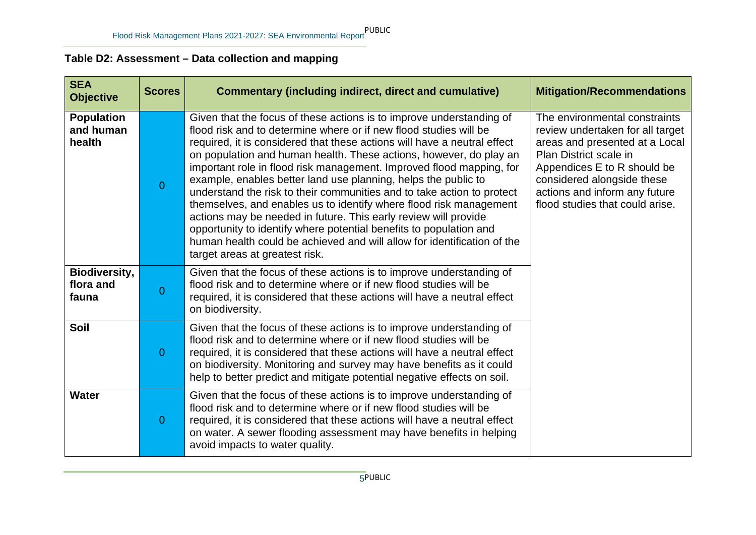**Table D2: Assessment – Data collection and mapping**

| SEA Objective | Scores | Commentary (including indirect, direct and cumulative) | Mitigation/Recommendations |
|---|---|---|---|
| **Population and human health** | 0 | Given that the focus of these actions is to improve understanding of flood risk and to determine where or if new flood studies will be required, it is considered that these actions will have a neutral effect on population and human health. These actions, however, do play an important role in flood risk management. Improved flood mapping, for example, enables better land use planning, helps the public to understand the risk to their communities and to take action to protect themselves, and enables us to identify where flood risk management actions may be needed in future. This early review will provide opportunity to identify where potential benefits to population and human health could be achieved and will allow for identification of the target areas at greatest risk. | The environmental constraints review undertaken for all target areas and presented at a Local Plan District scale in Appendices E to R should be considered alongside these actions and inform any future flood studies that could arise. |
| **Biodiversity, flora and fauna** | 0 | Given that the focus of these actions is to improve understanding of flood risk and to determine where or if new flood studies will be required, it is considered that these actions will have a neutral effect on biodiversity. | |
| **Soil** | 0 | Given that the focus of these actions is to improve understanding of flood risk and to determine where or if new flood studies will be required, it is considered that these actions will have a neutral effect on biodiversity. Monitoring and survey may have benefits as it could help to better predict and mitigate potential negative effects on soil. | |
| **Water** | 0 | Given that the focus of these actions is to improve understanding of flood risk and to determine where or if new flood studies will be required, it is considered that these actions will have a neutral effect on water. A sewer flooding assessment may have benefits in helping avoid impacts to water quality. | |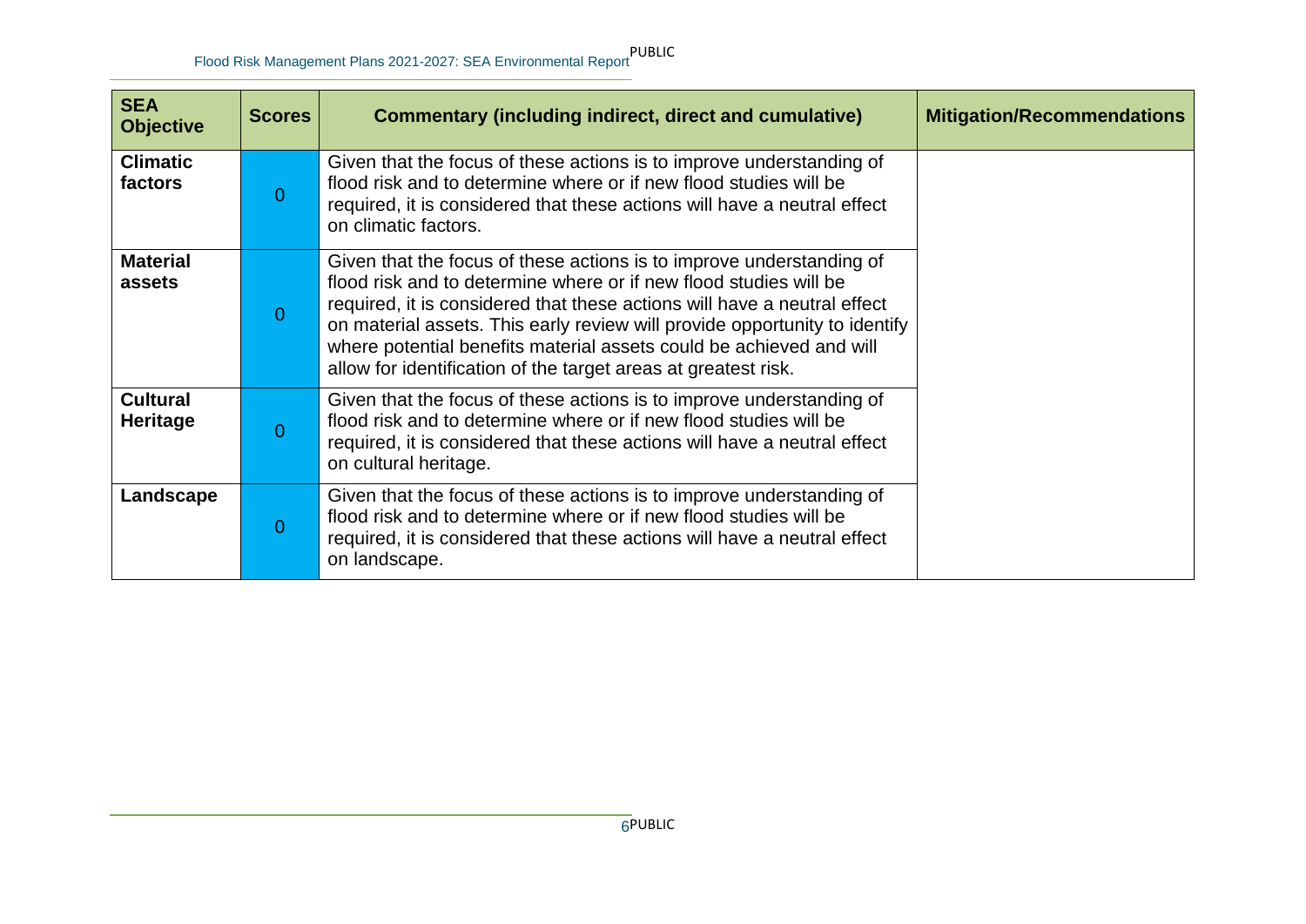| SEA Objective | Scores | Commentary (including indirect, direct and cumulative) | Mitigation/Recommendations |
|---|---|---|---|
| **Climatic factors** | 0 | Given that the focus of these actions is to improve understanding of flood risk and to determine where or if new flood studies will be required, it is considered that these actions will have a neutral effect on climatic factors. | |
| **Material assets** | 0 | Given that the focus of these actions is to improve understanding of flood risk and to determine where or if new flood studies will be required, it is considered that these actions will have a neutral effect on material assets. This early review will provide opportunity to identify where potential benefits material assets could be achieved and will allow for identification of the target areas at greatest risk. | |
| **Cultural Heritage** | 0 | Given that the focus of these actions is to improve understanding of flood risk and to determine where or if new flood studies will be required, it is considered that these actions will have a neutral effect on cultural heritage. | |
| **Landscape** | 0 | Given that the focus of these actions is to improve understanding of flood risk and to determine where or if new flood studies will be required, it is considered that these actions will have a neutral effect on landscape. | |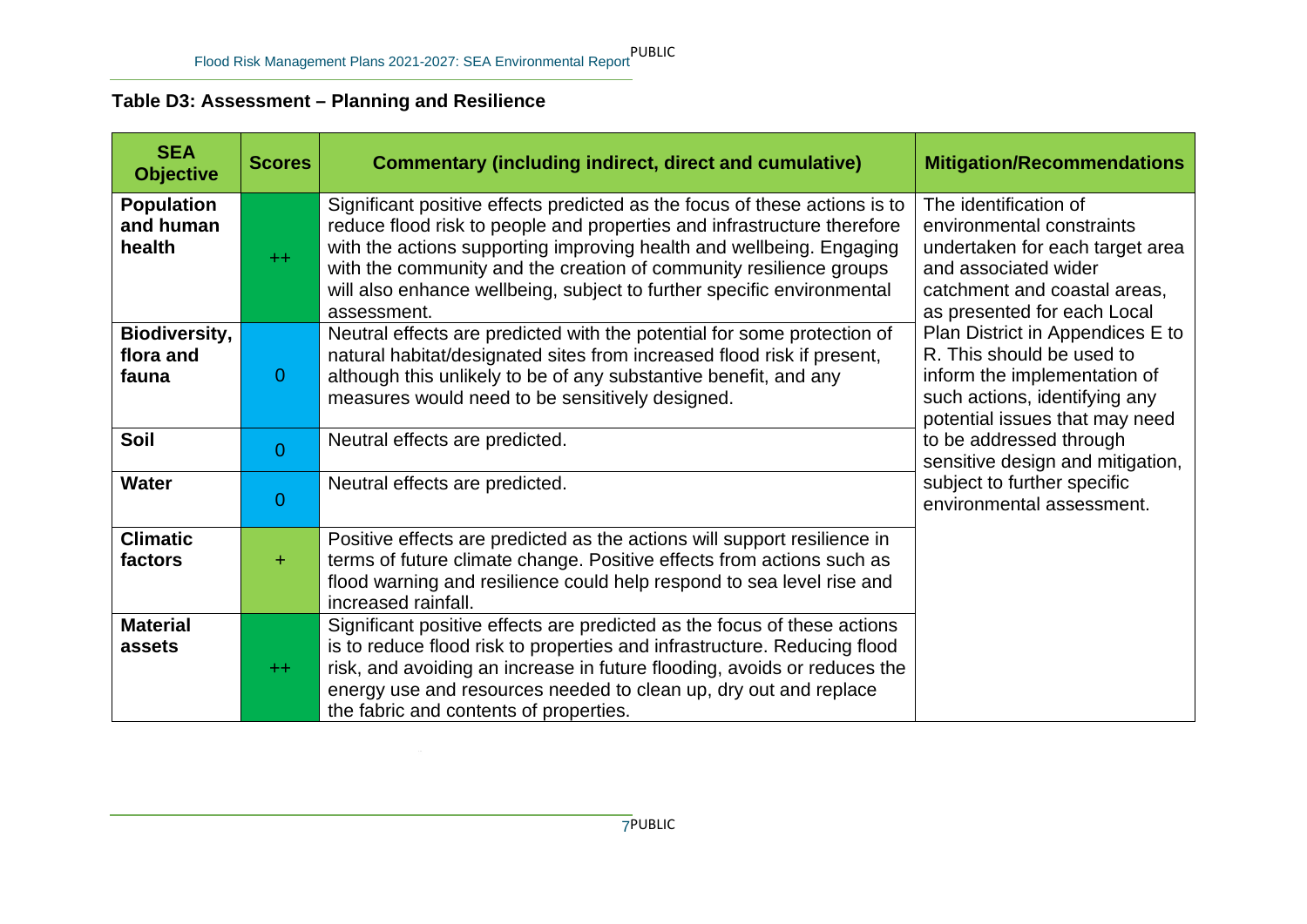**Table D3: Assessment – Planning and Resilience**

| SEA Objective | Scores | Commentary (including indirect, direct and cumulative) | Mitigation/Recommendations |
|---|---|---|---|
| **Population and human health** | ++ | Significant positive effects predicted as the focus of these actions is to reduce flood risk to people and properties and infrastructure therefore with the actions supporting improving health and wellbeing. Engaging with the community and the creation of community resilience groups will also enhance wellbeing, subject to further specific environmental assessment. | The identification of environmental constraints undertaken for each target area and associated wider catchment and coastal areas, as presented for each Local Plan District in Appendices E to R. This should be used to inform the implementation of such actions, identifying any potential issues that may need to be addressed through sensitive design and mitigation, subject to further specific environmental assessment. |
| **Biodiversity, flora and fauna** | 0 | Neutral effects are predicted with the potential for some protection of natural habitat/designated sites from increased flood risk if present, although this unlikely to be of any substantive benefit, and any measures would need to be sensitively designed. | |
| **Soil** | 0 | Neutral effects are predicted. | |
| **Water** | 0 | Neutral effects are predicted. | |
| **Climatic factors** | + | Positive effects are predicted as the actions will support resilience in terms of future climate change. Positive effects from actions such as flood warning and resilience could help respond to sea level rise and increased rainfall. | |
| **Material assets** | ++ | Significant positive effects are predicted as the focus of these actions is to reduce flood risk to properties and infrastructure. Reducing flood risk, and avoiding an increase in future flooding, avoids or reduces the energy use and resources needed to clean up, dry out and replace the fabric and contents of properties. | |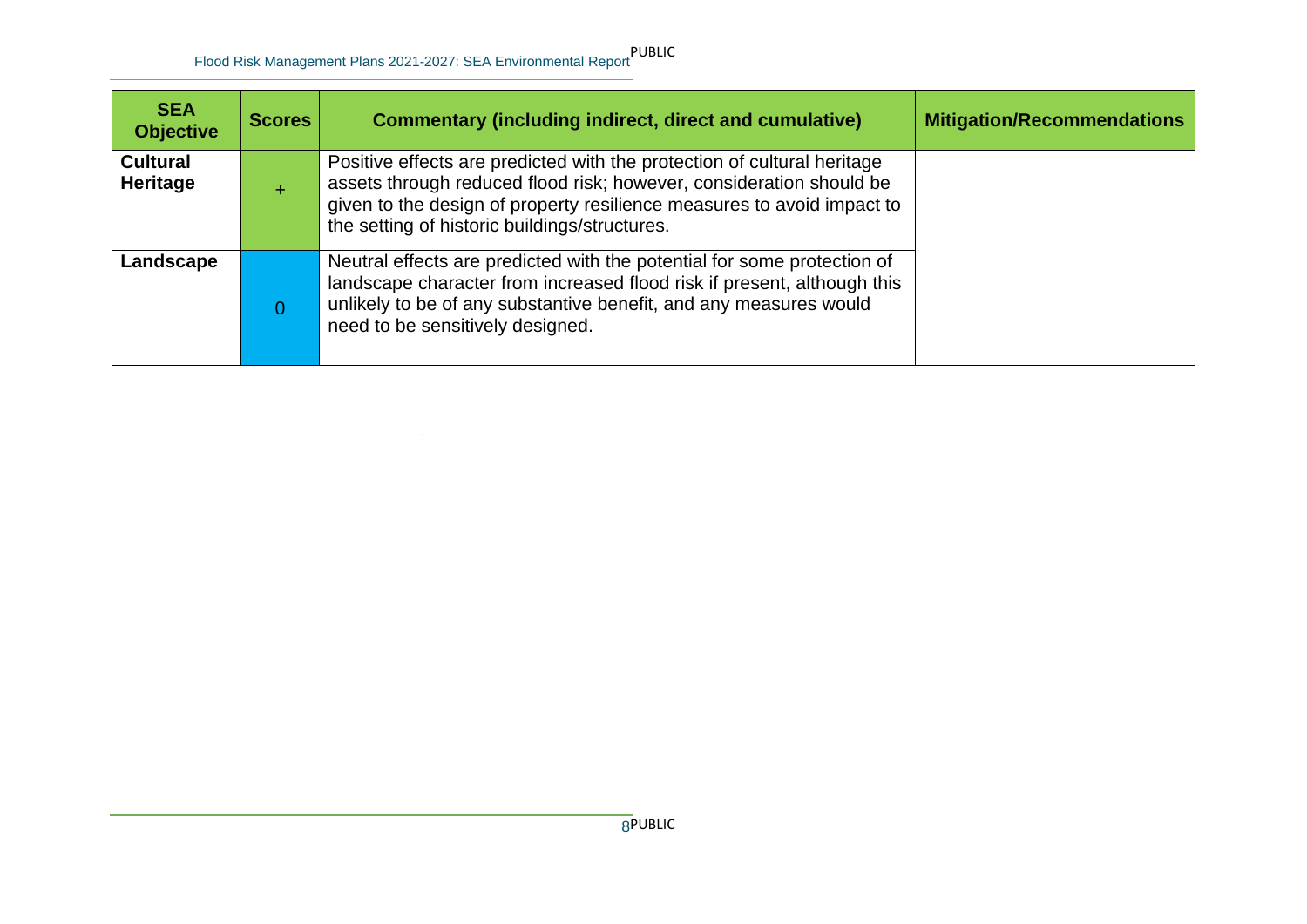| SEA Objective | Scores | Commentary (including indirect, direct and cumulative) | Mitigation/Recommendations |
|---|---|---|---|
| **Cultural Heritage** | + | Positive effects are predicted with the protection of cultural heritage assets through reduced flood risk; however, consideration should be given to the design of property resilience measures to avoid impact to the setting of historic buildings/structures. | |
| **Landscape** | 0 | Neutral effects are predicted with the potential for some protection of landscape character from increased flood risk if present, although this unlikely to be of any substantive benefit, and any measures would need to be sensitively designed. | |